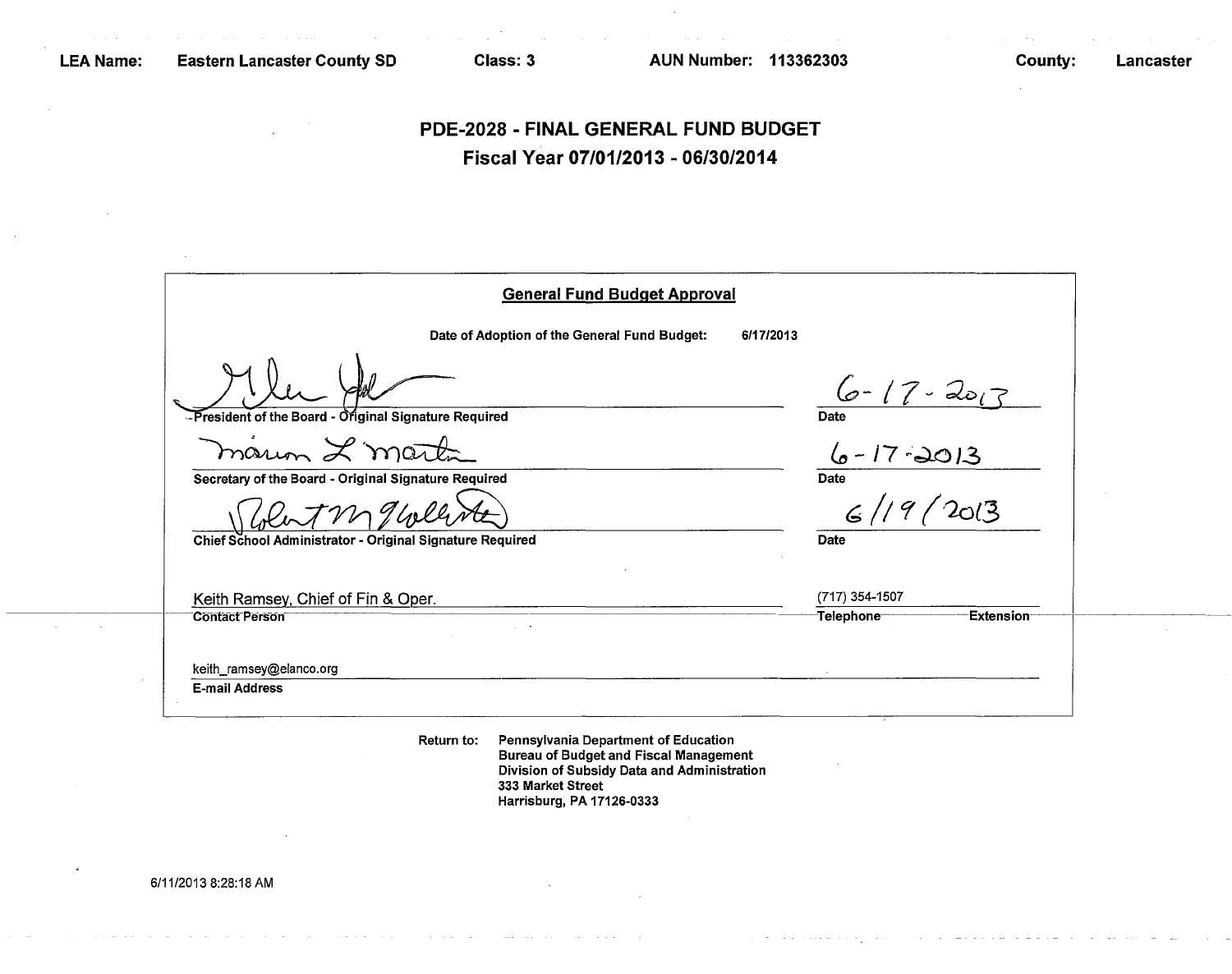LEA Name: Eastern Lancaster County SD    Class: 3    AUN Number: 113362303    County: Lancaster

# PDE-2028 - FINAL GENERAL FUND BUDGET

## Fiscal Year 07/01/2013 - 06/30/2014

**General Fund Budget Approval**

Date of Adoption of the General Fund Budget: 6/17/2013

| | |
|---|---|
| [signature] | 6-17-2013 |
| President of the Board - Original Signature Required | Date |
| Marvin L Martin | 6-17-2013 |
| Secretary of the Board - Original Signature Required | Date |
| [signature] | 6/19/2013 |
| Chief School Administrator - Original Signature Required | Date |
| Keith Ramsey, Chief of Fin & Oper. | (717) 354-1507 |
| Contact Person | Telephone    Extension |
| keith_ramsey@elanco.org | |
| E-mail Address | |

Return to: Pennsylvania Department of Education
Bureau of Budget and Fiscal Management
Division of Subsidy Data and Administration
333 Market Street
Harrisburg, PA 17126-0333

6/11/2013 8:28:18 AM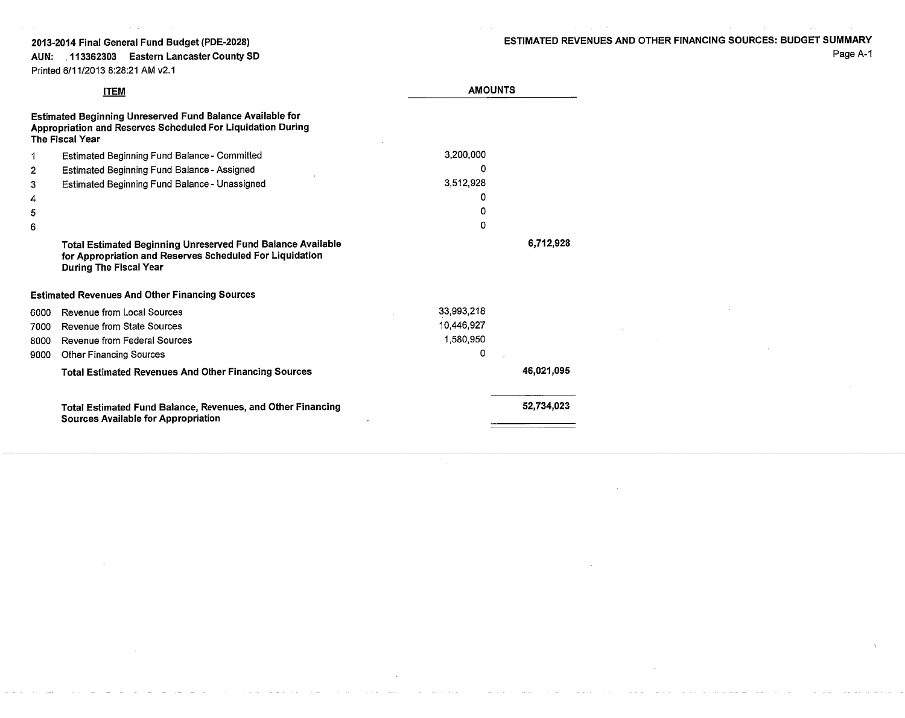**2013-2014 Final General Fund Budget (PDE-2028)**

**AUN: 113362303 Eastern Lancaster County SD**

Printed 6/11/2013 8:28:21 AM v2.1

## ESTIMATED REVENUES AND OTHER FINANCING SOURCES: BUDGET SUMMARY

Page A-1

| | ITEM | AMOUNTS | |
|---|---|---|---|
| | **Estimated Beginning Unreserved Fund Balance Available for Appropriation and Reserves Scheduled For Liquidation During The Fiscal Year** | | |
| 1 | Estimated Beginning Fund Balance - Committed | 3,200,000 | |
| 2 | Estimated Beginning Fund Balance - Assigned | 0 | |
| 3 | Estimated Beginning Fund Balance - Unassigned | 3,512,928 | |
| 4 | | 0 | |
| 5 | | 0 | |
| 6 | | 0 | |
| | **Total Estimated Beginning Unreserved Fund Balance Available for Appropriation and Reserves Scheduled For Liquidation During The Fiscal Year** | | **6,712,928** |
| | **Estimated Revenues And Other Financing Sources** | | |
| 6000 | Revenue from Local Sources | 33,993,218 | |
| 7000 | Revenue from State Sources | 10,446,927 | |
| 8000 | Revenue from Federal Sources | 1,580,950 | |
| 9000 | Other Financing Sources | 0 | |
| | **Total Estimated Revenues And Other Financing Sources** | | **46,021,095** |
| | **Total Estimated Fund Balance, Revenues, and Other Financing Sources Available for Appropriation** | | **52,734,023** |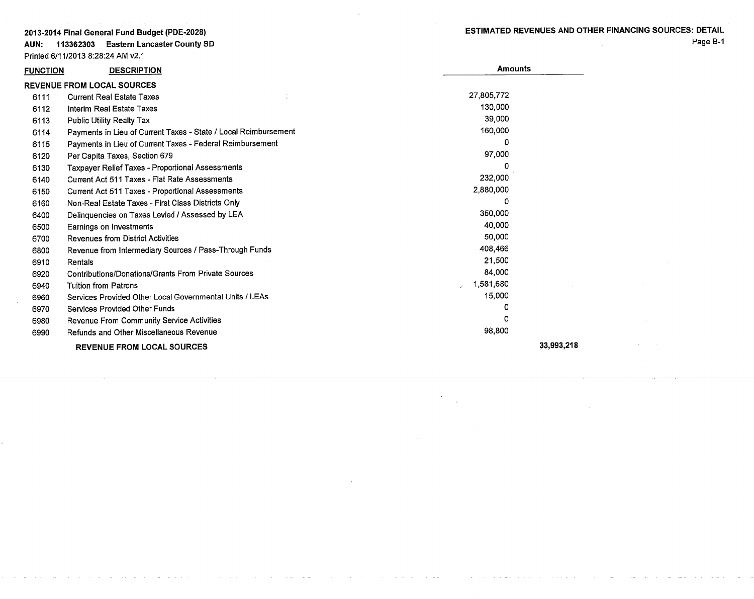**2013-2014 Final General Fund Budget (PDE-2028)**

**AUN: 113362303 Eastern Lancaster County SD**

Printed 6/11/2013 8:28:24 AM v2.1

**ESTIMATED REVENUES AND OTHER FINANCING SOURCES: DETAIL**

| FUNCTION | DESCRIPTION | Amounts | |
|---|---|---|---|
| | **REVENUE FROM LOCAL SOURCES** | | |
| 6111 | Current Real Estate Taxes | 27,805,772 | |
| 6112 | Interim Real Estate Taxes | 130,000 | |
| 6113 | Public Utility Realty Tax | 39,000 | |
| 6114 | Payments in Lieu of Current Taxes - State / Local Reimbursement | 160,000 | |
| 6115 | Payments in Lieu of Current Taxes - Federal Reimbursement | 0 | |
| 6120 | Per Capita Taxes, Section 679 | 97,000 | |
| 6130 | Taxpayer Relief Taxes - Proportional Assessments | 0 | |
| 6140 | Current Act 511 Taxes - Flat Rate Assessments | 232,000 | |
| 6150 | Current Act 511 Taxes - Proportional Assessments | 2,880,000 | |
| 6160 | Non-Real Estate Taxes - First Class Districts Only | 0 | |
| 6400 | Delinquencies on Taxes Levied / Assessed by LEA | 350,000 | |
| 6500 | Earnings on Investments | 40,000 | |
| 6700 | Revenues from District Activities | 50,000 | |
| 6800 | Revenue from Intermediary Sources / Pass-Through Funds | 408,466 | |
| 6910 | Rentals | 21,500 | |
| 6920 | Contributions/Donations/Grants From Private Sources | 84,000 | |
| 6940 | Tuition from Patrons | 1,581,680 | |
| 6960 | Services Provided Other Local Governmental Units / LEAs | 15,000 | |
| 6970 | Services Provided Other Funds | 0 | |
| 6980 | Revenue From Community Service Activities | 0 | |
| 6990 | Refunds and Other Miscellaneous Revenue | 98,800 | |
| | **REVENUE FROM LOCAL SOURCES** | | **33,993,218** |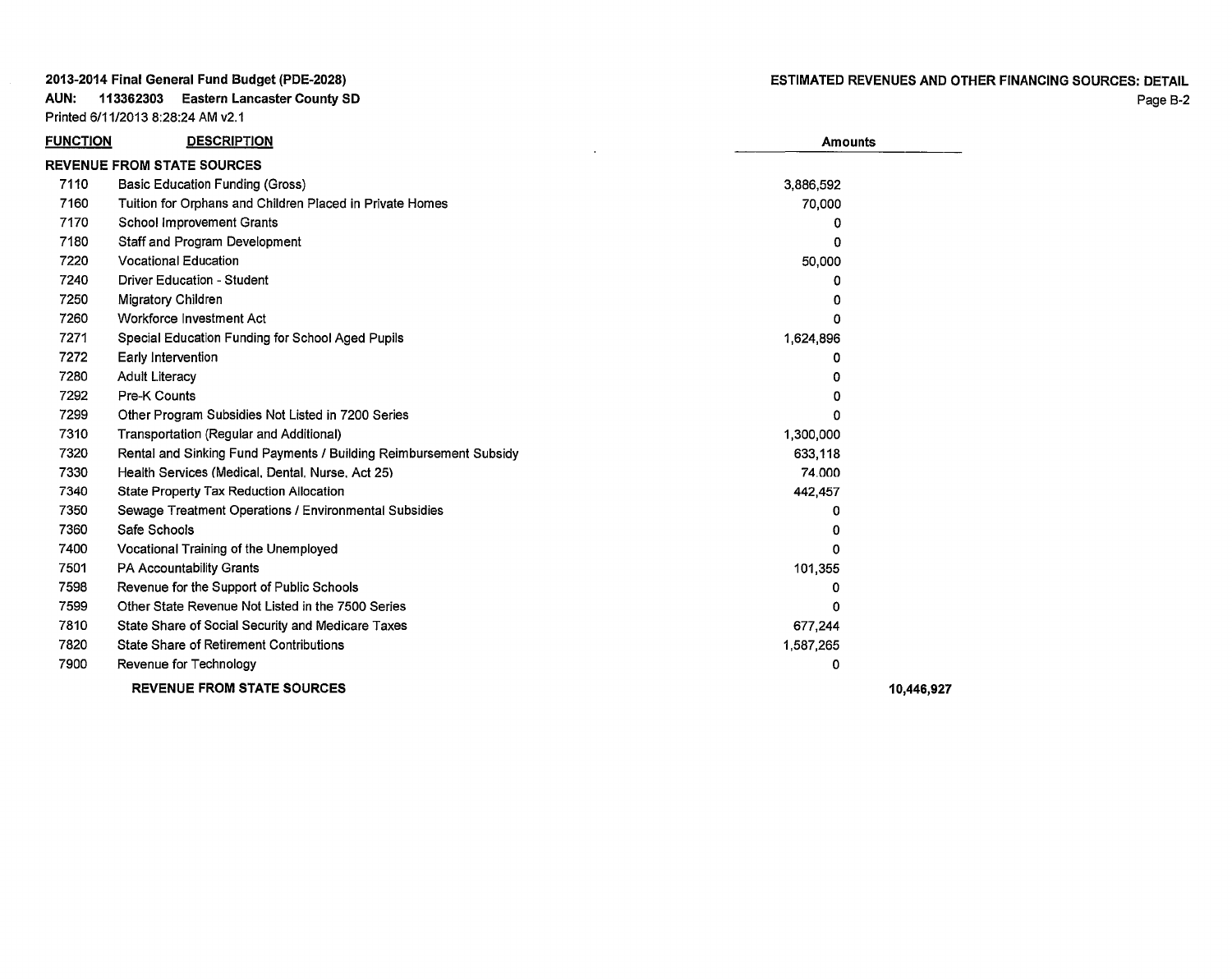**2013-2014 Final General Fund Budget (PDE-2028)**

**AUN: 113362303 Eastern Lancaster County SD**

Printed 6/11/2013 8:28:24 AM v2.1

**ESTIMATED REVENUES AND OTHER FINANCING SOURCES: DETAIL**

| FUNCTION | DESCRIPTION | Amounts | |
|---|---|---|---|
| **REVENUE FROM STATE SOURCES** | | | |
| 7110 | Basic Education Funding (Gross) | 3,886,592 | |
| 7160 | Tuition for Orphans and Children Placed in Private Homes | 70,000 | |
| 7170 | School Improvement Grants | 0 | |
| 7180 | Staff and Program Development | 0 | |
| 7220 | Vocational Education | 50,000 | |
| 7240 | Driver Education - Student | 0 | |
| 7250 | Migratory Children | 0 | |
| 7260 | Workforce Investment Act | 0 | |
| 7271 | Special Education Funding for School Aged Pupils | 1,624,896 | |
| 7272 | Early Intervention | 0 | |
| 7280 | Adult Literacy | 0 | |
| 7292 | Pre-K Counts | 0 | |
| 7299 | Other Program Subsidies Not Listed in 7200 Series | 0 | |
| 7310 | Transportation (Regular and Additional) | 1,300,000 | |
| 7320 | Rental and Sinking Fund Payments / Building Reimbursement Subsidy | 633,118 | |
| 7330 | Health Services (Medical, Dental, Nurse, Act 25) | 74,000 | |
| 7340 | State Property Tax Reduction Allocation | 442,457 | |
| 7350 | Sewage Treatment Operations / Environmental Subsidies | 0 | |
| 7360 | Safe Schools | 0 | |
| 7400 | Vocational Training of the Unemployed | 0 | |
| 7501 | PA Accountability Grants | 101,355 | |
| 7598 | Revenue for the Support of Public Schools | 0 | |
| 7599 | Other State Revenue Not Listed in the 7500 Series | 0 | |
| 7810 | State Share of Social Security and Medicare Taxes | 677,244 | |
| 7820 | State Share of Retirement Contributions | 1,587,265 | |
| 7900 | Revenue for Technology | 0 | |
| | **REVENUE FROM STATE SOURCES** | | **10,446,927** |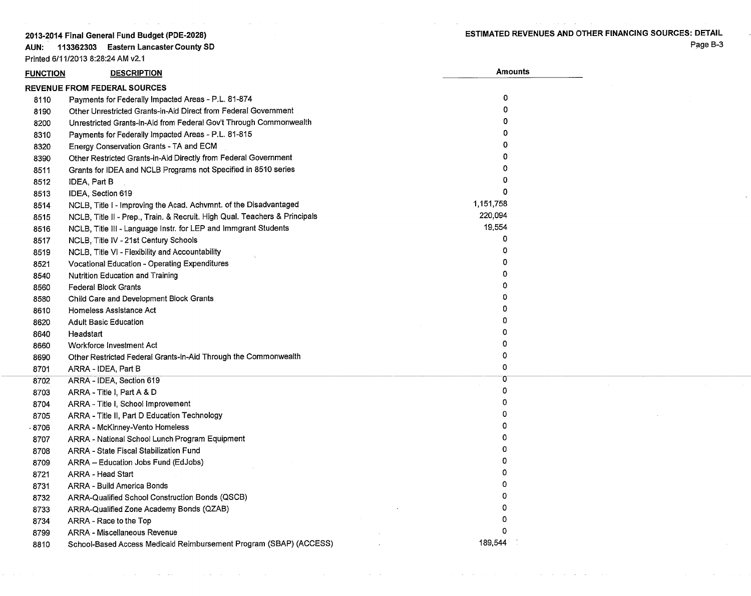2013-2014 Final General Fund Budget (PDE-2028)
AUN: 113362303 Eastern Lancaster County SD
Printed 6/11/2013 8:28:24 AM v2.1

ESTIMATED REVENUES AND OTHER FINANCING SOURCES: DETAIL

| FUNCTION | DESCRIPTION | Amounts |
|---|---|---|
| **REVENUE FROM FEDERAL SOURCES** | | |
| 8110 | Payments for Federally Impacted Areas - P.L. 81-874 | 0 |
| 8190 | Other Unrestricted Grants-in-Aid Direct from Federal Government | 0 |
| 8200 | Unrestricted Grants-in-Aid from Federal Gov't Through Commonwealth | 0 |
| 8310 | Payments for Federally Impacted Areas - P.L. 81-815 | 0 |
| 8320 | Energy Conservation Grants - TA and ECM | 0 |
| 8390 | Other Restricted Grants-in-Aid Directly from Federal Government | 0 |
| 8511 | Grants for IDEA and NCLB Programs not Specified in 8510 series | 0 |
| 8512 | IDEA, Part B | 0 |
| 8513 | IDEA, Section 619 | 0 |
| 8514 | NCLB, Title I - Improving the Acad. Achvmnt. of the Disadvantaged | 1,151,758 |
| 8515 | NCLB, Title II - Prep., Train. & Recruit. High Qual. Teachers & Principals | 220,094 |
| 8516 | NCLB, Title III - Language Instr. for LEP and Immgrant Students | 19,554 |
| 8517 | NCLB, Title IV - 21st Century Schools | 0 |
| 8519 | NCLB, Title VI - Flexibility and Accountability | 0 |
| 8521 | Vocational Education - Operating Expenditures | 0 |
| 8540 | Nutrition Education and Training | 0 |
| 8560 | Federal Block Grants | 0 |
| 8580 | Child Care and Development Block Grants | 0 |
| 8610 | Homeless Assistance Act | 0 |
| 8620 | Adult Basic Education | 0 |
| 8640 | Headstart | 0 |
| 8660 | Workforce Investment Act | 0 |
| 8690 | Other Restricted Federal Grants-in-Aid Through the Commonwealth | 0 |
| 8701 | ARRA - IDEA, Part B | 0 |
| 8702 | ARRA - IDEA, Section 619 | 0 |
| 8703 | ARRA - Title I, Part A & D | 0 |
| 8704 | ARRA - Title I, School Improvement | 0 |
| 8705 | ARRA - Title II, Part D Education Technology | 0 |
| 8706 | ARRA - McKinney-Vento Homeless | 0 |
| 8707 | ARRA - National School Lunch Program Equipment | 0 |
| 8708 | ARRA - State Fiscal Stabilization Fund | 0 |
| 8709 | ARRA – Education Jobs Fund (EdJobs) | 0 |
| 8721 | ARRA - Head Start | 0 |
| 8731 | ARRA - Build America Bonds | 0 |
| 8732 | ARRA-Qualified School Construction Bonds (QSCB) | 0 |
| 8733 | ARRA-Qualified Zone Academy Bonds (QZAB) | 0 |
| 8734 | ARRA - Race to the Top | 0 |
| 8799 | ARRA - Miscellaneous Revenue | 0 |
| 8810 | School-Based Access Medicaid Reimbursement Program (SBAP) (ACCESS) | 189,544 |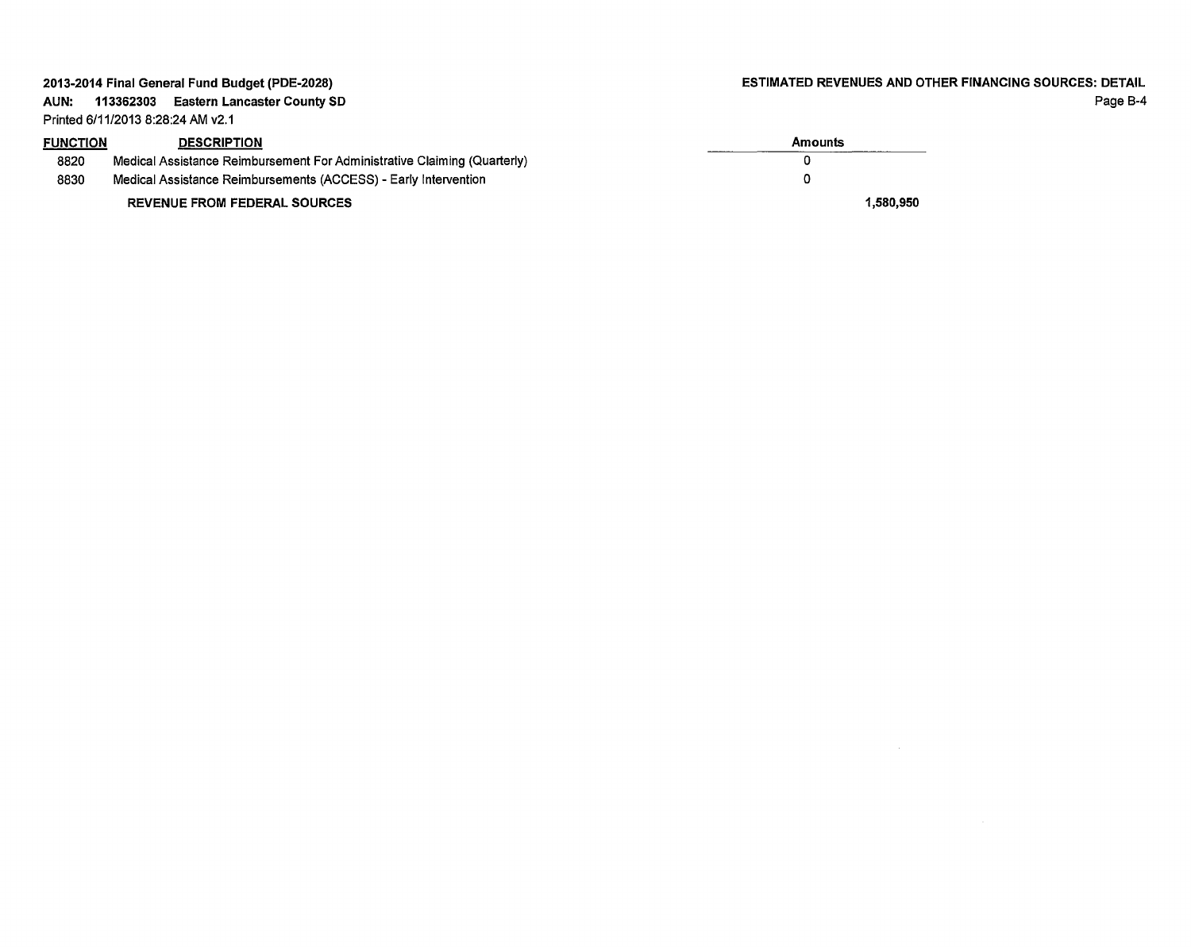| FUNCTION | DESCRIPTION | Amounts |
|---|---|---|
| 8820 | Medical Assistance Reimbursement For Administrative Claiming (Quarterly) | 0 |
| 8830 | Medical Assistance Reimbursements (ACCESS) - Early Intervention | 0 |
| | **REVENUE FROM FEDERAL SOURCES** | **1,580,950** |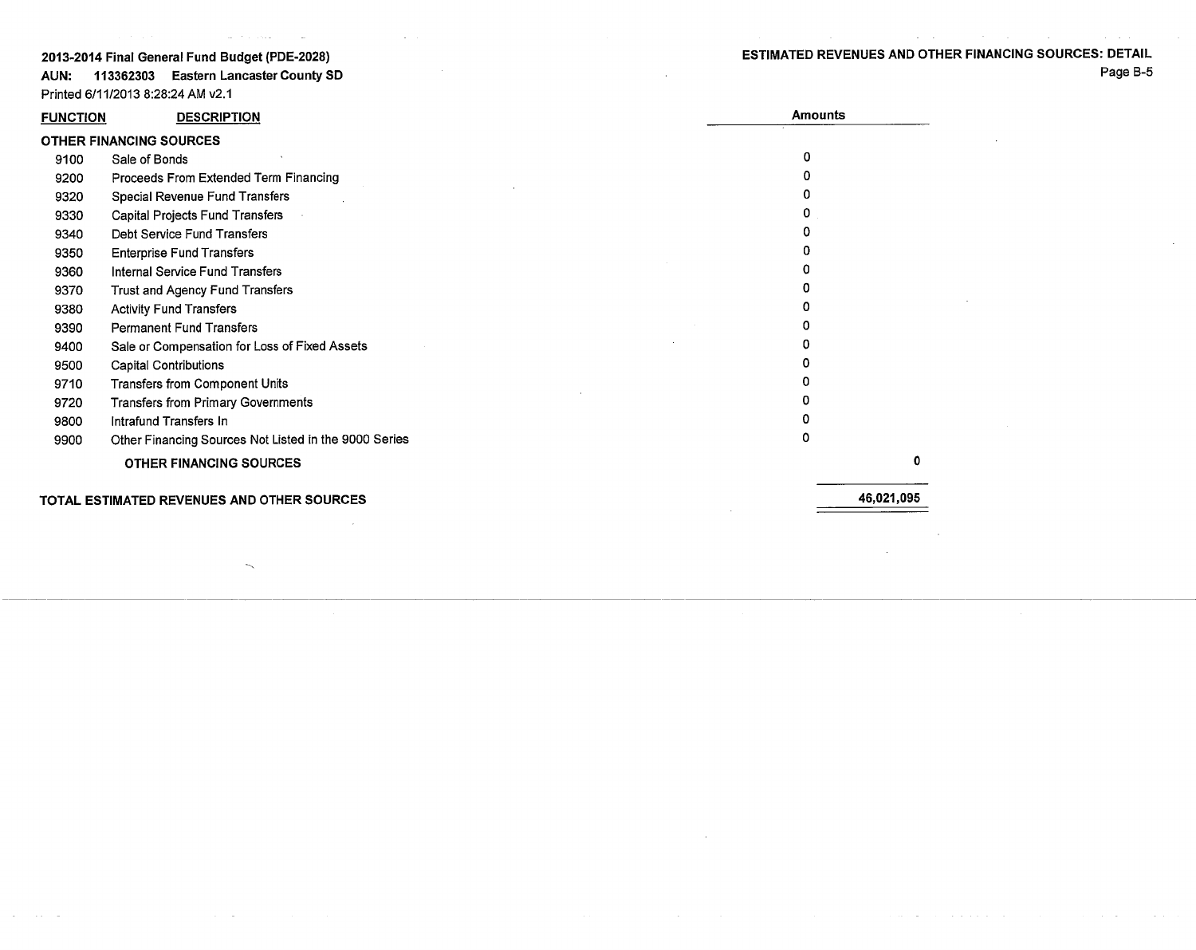**2013-2014 Final General Fund Budget (PDE-2028)**

**AUN: 113362303 Eastern Lancaster County SD**

Printed 6/11/2013 8:28:24 AM v2.1

**ESTIMATED REVENUES AND OTHER FINANCING SOURCES: DETAIL**

| FUNCTION | DESCRIPTION | Amounts | |
|---|---|---|---|
| **OTHER FINANCING SOURCES** | | | |
| 9100 | Sale of Bonds | 0 | |
| 9200 | Proceeds From Extended Term Financing | 0 | |
| 9320 | Special Revenue Fund Transfers | 0 | |
| 9330 | Capital Projects Fund Transfers | 0 | |
| 9340 | Debt Service Fund Transfers | 0 | |
| 9350 | Enterprise Fund Transfers | 0 | |
| 9360 | Internal Service Fund Transfers | 0 | |
| 9370 | Trust and Agency Fund Transfers | 0 | |
| 9380 | Activity Fund Transfers | 0 | |
| 9390 | Permanent Fund Transfers | 0 | |
| 9400 | Sale or Compensation for Loss of Fixed Assets | 0 | |
| 9500 | Capital Contributions | 0 | |
| 9710 | Transfers from Component Units | 0 | |
| 9720 | Transfers from Primary Governments | 0 | |
| 9800 | Intrafund Transfers In | 0 | |
| 9900 | Other Financing Sources Not Listed in the 9000 Series | 0 | |
| | **OTHER FINANCING SOURCES** | | **0** |
| **TOTAL ESTIMATED REVENUES AND OTHER SOURCES** | | | **46,021,095** |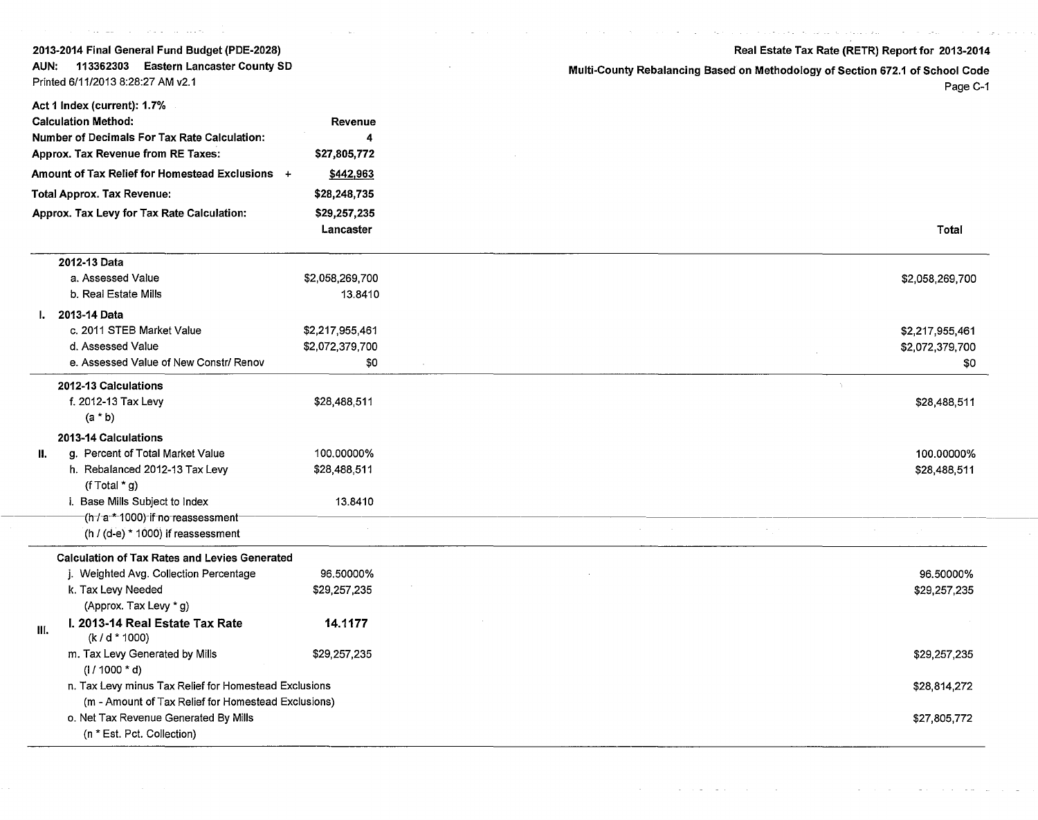**2013-2014 Final General Fund Budget (PDE-2028)**
**AUN: 113362303 Eastern Lancaster County SD**
Printed 6/11/2013 8:28:27 AM v2.1

**Real Estate Tax Rate (RETR) Report for 2013-2014**
**Multi-County Rebalancing Based on Methodology of Section 672.1 of School Code**

| | | |
|---|---|---|
| **Act 1 Index (current): 1.7%** | | |
| **Calculation Method:** | **Revenue** | |
| **Number of Decimals For Tax Rate Calculation:** | **4** | |
| **Approx. Tax Revenue from RE Taxes:** | **$27,805,772** | |
| **Amount of Tax Relief for Homestead Exclusions +** | **$442,963** | |
| **Total Approx. Tax Revenue:** | **$28,248,735** | |
| **Approx. Tax Levy for Tax Rate Calculation:** | **$29,257,235** | |

| | | Lancaster | Total |
|---|---|---|---|
| | **2012-13 Data** | | |
| | a. Assessed Value | $2,058,269,700 | $2,058,269,700 |
| | b. Real Estate Mills | 13.8410 | |
| **I.** | **2013-14 Data** | | |
| | c. 2011 STEB Market Value | $2,217,955,461 | $2,217,955,461 |
| | d. Assessed Value | $2,072,379,700 | $2,072,379,700 |
| | e. Assessed Value of New Constr/ Renov | $0 | $0 |
| | **2012-13 Calculations** | | |
| | f. 2012-13 Tax Levy (a * b) | $28,488,511 | $28,488,511 |
| | **2013-14 Calculations** | | |
| **II.** | g. Percent of Total Market Value | 100.00000% | 100.00000% |
| | h. Rebalanced 2012-13 Tax Levy (f Total * g) | $28,488,511 | $28,488,511 |
| | i. Base Mills Subject to Index (~~(h / a * 1000) if no reassessment~~) (h / (d-e) * 1000) if reassessment | 13.8410 | |
| | **Calculation of Tax Rates and Levies Generated** | | |
| | j. Weighted Avg. Collection Percentage | 96.50000% | 96.50000% |
| | k. Tax Levy Needed (Approx. Tax Levy * g) | $29,257,235 | $29,257,235 |
| **III.** | **l. 2013-14 Real Estate Tax Rate** (k / d * 1000) | **14.1177** | |
| | m. Tax Levy Generated by Mills (l / 1000 * d) | $29,257,235 | $29,257,235 |
| | n. Tax Levy minus Tax Relief for Homestead Exclusions (m - Amount of Tax Relief for Homestead Exclusions) | | $28,814,272 |
| | o. Net Tax Revenue Generated By Mills (n * Est. Pct. Collection) | | $27,805,772 |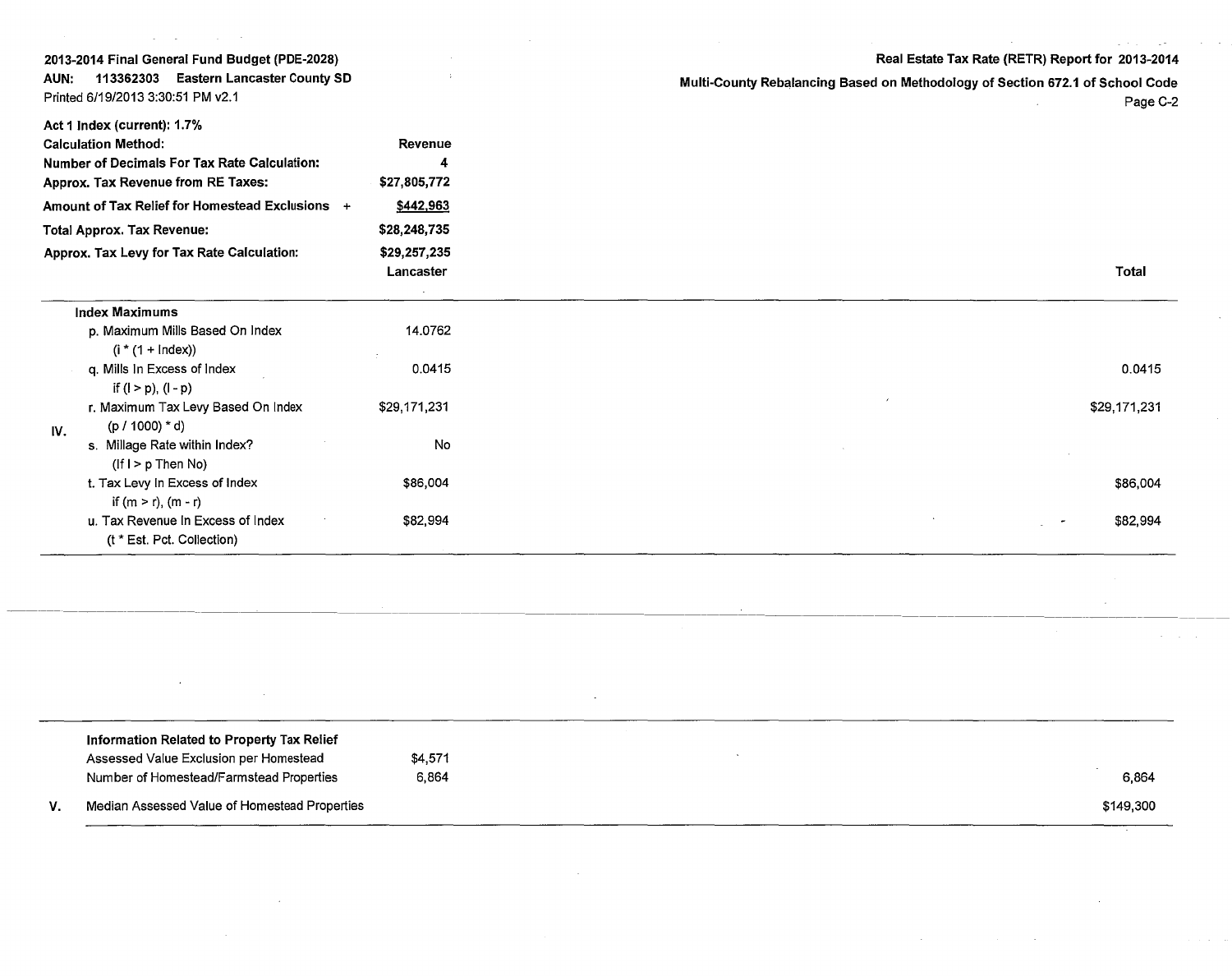2013-2014 Final General Fund Budget (PDE-2028)
AUN: 113362303 Eastern Lancaster County SD
Printed 6/19/2013 3:30:51 PM v2.1

**Real Estate Tax Rate (RETR) Report for 2013-2014**
**Multi-County Rebalancing Based on Methodology of Section 672.1 of School Code**

| | | |
|---|---|---|
| Act 1 Index (current): 1.7% | | |
| Calculation Method: | Revenue | |
| Number of Decimals For Tax Rate Calculation: | 4 | |
| Approx. Tax Revenue from RE Taxes: | $27,805,772 | |
| Amount of Tax Relief for Homestead Exclusions + | $442,963 | |
| Total Approx. Tax Revenue: | $28,248,735 | |
| Approx. Tax Levy for Tax Rate Calculation: | $29,257,235 | |

| | | Lancaster | Total |
|---|---|---|---|
| IV. | **Index Maximums** | | |
| | p. Maximum Mills Based On Index (i * (1 + Index)) | 14.0762 | |
| | q. Mills In Excess of Index if (l > p), (l - p) | 0.0415 | 0.0415 |
| | r. Maximum Tax Levy Based On Index (p / 1000) * d) | $29,171,231 | $29,171,231 |
| | s. Millage Rate within Index? (If l > p Then No) | No | |
| | t. Tax Levy In Excess of Index if (m > r), (m - r) | $86,004 | $86,004 |
| | u. Tax Revenue In Excess of Index (t * Est. Pct. Collection) | $82,994 | $82,994 |

| | | Lancaster | Total |
|---|---|---|---|
| V. | **Information Related to Property Tax Relief** | | |
| | Assessed Value Exclusion per Homestead | $4,571 | |
| | Number of Homestead/Farmstead Properties | 6,864 | 6,864 |
| | Median Assessed Value of Homestead Properties | | $149,300 |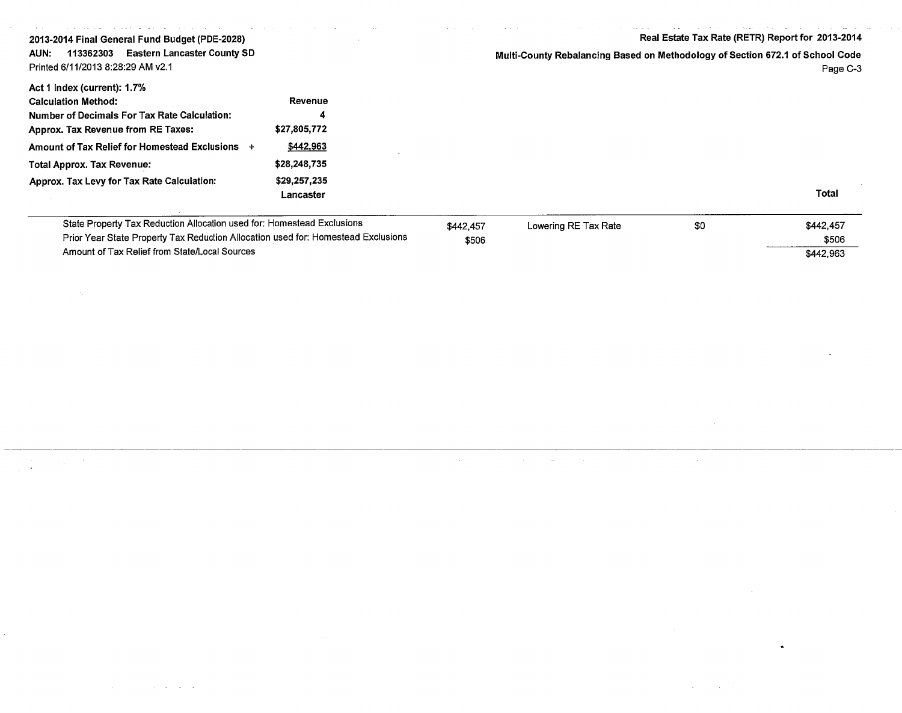**2013-2014 Final General Fund Budget (PDE-2028)**

**AUN: 113362303 Eastern Lancaster County SD**

Printed 6/11/2013 8:28:29 AM v2.1

**Real Estate Tax Rate (RETR) Report for 2013-2014**

**Multi-County Rebalancing Based on Methodology of Section 672.1 of School Code**

| | |
|---|---|
| **Act 1 Index (current): 1.7%** | |
| **Calculation Method:** | **Revenue** |
| **Number of Decimals For Tax Rate Calculation:** | **4** |
| **Approx. Tax Revenue from RE Taxes:** | **$27,805,772** |
| **Amount of Tax Relief for Homestead Exclusions +** | **$442,963** |
| **Total Approx. Tax Revenue:** | **$28,248,735** |
| **Approx. Tax Levy for Tax Rate Calculation:** | **$29,257,235** |

| | Lancaster | | | Total |
|---|---|---|---|---|
| State Property Tax Reduction Allocation used for: Homestead Exclusions | $442,457 | Lowering RE Tax Rate | $0 | $442,457 |
| Prior Year State Property Tax Reduction Allocation used for: Homestead Exclusions | $506 | | | $506 |
| Amount of Tax Relief from State/Local Sources | | | | $442,963 |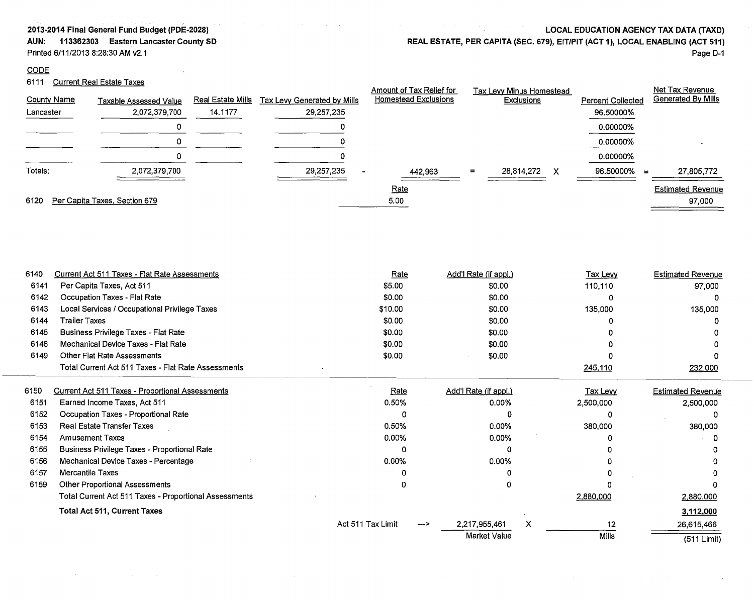**2013-2014 Final General Fund Budget (PDE-2028)**
**AUN: 113362303 Eastern Lancaster County SD**
Printed 6/11/2013 8:28:30 AM v2.1

**LOCAL EDUCATION AGENCY TAX DATA (TAXD)**
**REAL ESTATE, PER CAPITA (SEC. 679), EIT/PIT (ACT 1), LOCAL ENABLING (ACT 511)**

CODE

6111 Current Real Estate Taxes

| County Name | Taxable Assessed Value | Real Estate Mills | Tax Levy Generated by Mills | | Amount of Tax Relief for Homestead Exclusions | | Tax Levy Minus Homestead Exclusions | | Percent Collected | | Net Tax Revenue Generated By Mills |
|---|---|---|---|---|---|---|---|---|---|---|---|
| Lancaster | 2,072,379,700 | 14.1177 | 29,257,235 | | | | | | 96.50000% | | |
| | 0 | | 0 | | | | | | 0.00000% | | |
| | 0 | | 0 | | | | | | 0.00000% | | |
| | 0 | | 0 | | | | | | 0.00000% | | |
| Totals: | 2,072,379,700 | | 29,257,235 | - | 442,963 | = | 28,814,272 | X | 96.50000% | = | 27,805,772 |

| | Rate | Estimated Revenue |
|---|---|---|
| 6120 Per Capita Taxes, Section 679 | 5.00 | 97,000 |

| Code | 6140 Current Act 511 Taxes - Flat Rate Assessments | Rate | Add'l Rate (if appl.) | Tax Levy | Estimated Revenue |
|---|---|---|---|---|---|
| 6141 | Per Capita Taxes, Act 511 | $5.00 | $0.00 | 110,110 | 97,000 |
| 6142 | Occupation Taxes - Flat Rate | $0.00 | $0.00 | 0 | 0 |
| 6143 | Local Services / Occupational Privilege Taxes | $10.00 | $0.00 | 135,000 | 135,000 |
| 6144 | Trailer Taxes | $0.00 | $0.00 | 0 | 0 |
| 6145 | Business Privilege Taxes - Flat Rate | $0.00 | $0.00 | 0 | 0 |
| 6146 | Mechanical Device Taxes - Flat Rate | $0.00 | $0.00 | 0 | 0 |
| 6149 | Other Flat Rate Assessments | $0.00 | $0.00 | 0 | 0 |
| | Total Current Act 511 Taxes - Flat Rate Assessments | | | 245,110 | 232,000 |

| Code | 6150 Current Act 511 Taxes - Proportional Assessments | Rate | Add'l Rate (if appl.) | Tax Levy | Estimated Revenue |
|---|---|---|---|---|---|
| 6151 | Earned Income Taxes, Act 511 | 0.50% | 0.00% | 2,500,000 | 2,500,000 |
| 6152 | Occupation Taxes - Proportional Rate | 0 | 0 | 0 | 0 |
| 6153 | Real Estate Transfer Taxes | 0.50% | 0.00% | 380,000 | 380,000 |
| 6154 | Amusement Taxes | 0.00% | 0.00% | 0 | 0 |
| 6155 | Business Privilege Taxes - Proportional Rate | 0 | 0 | 0 | 0 |
| 6156 | Mechanical Device Taxes - Percentage | 0.00% | 0.00% | 0 | 0 |
| 6157 | Mercantile Taxes | 0 | 0 | 0 | 0 |
| 6159 | Other Proportional Assessments | 0 | 0 | 0 | 0 |
| | Total Current Act 511 Taxes - Proportional Assessments | | | 2,880,000 | 2,880,000 |
| | **Total Act 511, Current Taxes** | | | | **3,112,000** |

| Act 511 Tax Limit | ---> | 2,217,955,461 | X | 12 | 26,615,466 |
|---|---|---|---|---|---|
| | | Market Value | | Mills | (511 Limit) |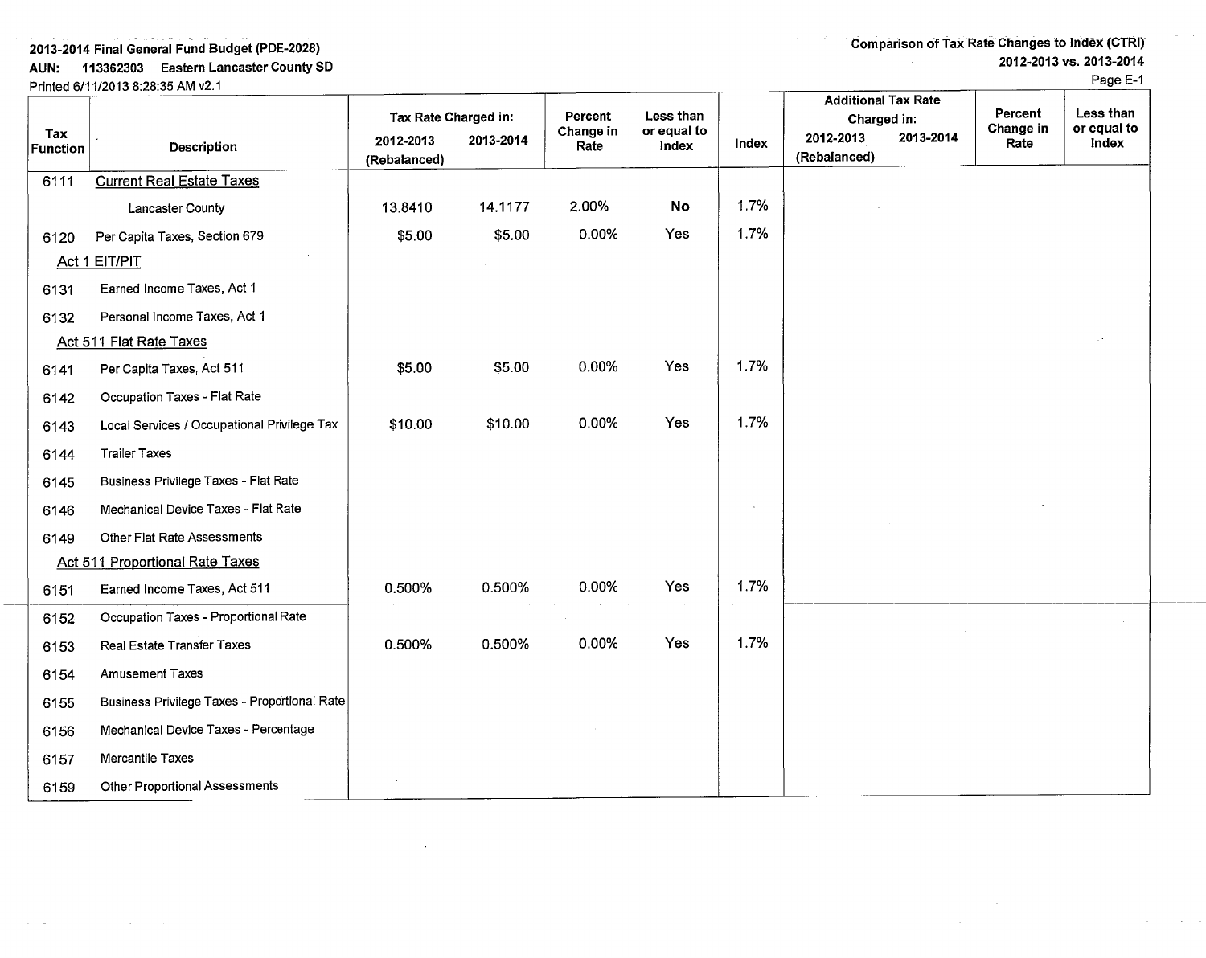2013-2014 Final General Fund Budget (PDE-2028)

AUN: 113362303 Eastern Lancaster County SD

Printed 6/11/2013 8:28:35 AM v2.1

Comparison of Tax Rate Changes to Index (CTRI)

2012-2013 vs. 2013-2014

Page E-1

| Tax Function | Description | Tax Rate Charged in: 2012-2013 (Rebalanced) | 2013-2014 | Percent Change in Rate | Less than or equal to Index | Index | Additional Tax Rate Charged in: 2012-2013 (Rebalanced) | 2013-2014 | Percent Change in Rate | Less than or equal to Index |
|---|---|---|---|---|---|---|---|---|---|---|
| 6111 | Current Real Estate Taxes | | | | | | | | | |
| | Lancaster County | 13.8410 | 14.1177 | 2.00% | **No** | 1.7% | | | | |
| 6120 | Per Capita Taxes, Section 679 | $5.00 | $5.00 | 0.00% | Yes | 1.7% | | | | |
| | Act 1 EIT/PIT | | | | | | | | | |
| 6131 | Earned Income Taxes, Act 1 | | | | | | | | | |
| 6132 | Personal Income Taxes, Act 1 | | | | | | | | | |
| | Act 511 Flat Rate Taxes | | | | | | | | | |
| 6141 | Per Capita Taxes, Act 511 | $5.00 | $5.00 | 0.00% | Yes | 1.7% | | | | |
| 6142 | Occupation Taxes - Flat Rate | | | | | | | | | |
| 6143 | Local Services / Occupational Privilege Tax | $10.00 | $10.00 | 0.00% | Yes | 1.7% | | | | |
| 6144 | Trailer Taxes | | | | | | | | | |
| 6145 | Business Privilege Taxes - Flat Rate | | | | | | | | | |
| 6146 | Mechanical Device Taxes - Flat Rate | | | | | | | | | |
| 6149 | Other Flat Rate Assessments | | | | | | | | | |
| | Act 511 Proportional Rate Taxes | | | | | | | | | |
| 6151 | Earned Income Taxes, Act 511 | 0.500% | 0.500% | 0.00% | Yes | 1.7% | | | | |
| 6152 | Occupation Taxes - Proportional Rate | | | | | | | | | |
| 6153 | Real Estate Transfer Taxes | 0.500% | 0.500% | 0.00% | Yes | 1.7% | | | | |
| 6154 | Amusement Taxes | | | | | | | | | |
| 6155 | Business Privilege Taxes - Proportional Rate | | | | | | | | | |
| 6156 | Mechanical Device Taxes - Percentage | | | | | | | | | |
| 6157 | Mercantile Taxes | | | | | | | | | |
| 6159 | Other Proportional Assessments | | | | | | | | | |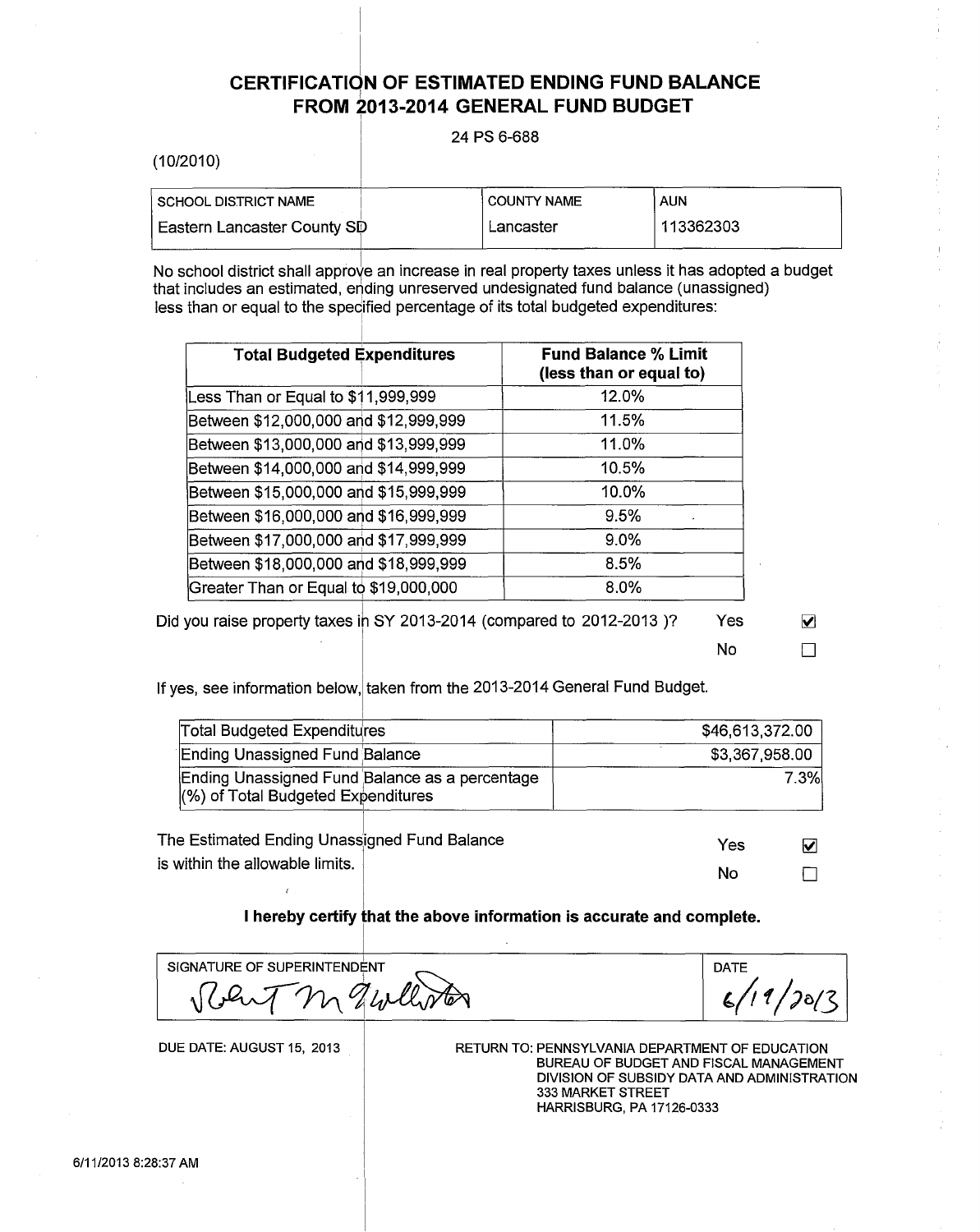# CERTIFICATION OF ESTIMATED ENDING FUND BALANCE FROM 2013-2014 GENERAL FUND BUDGET

24 PS 6-688

(10/2010)

| SCHOOL DISTRICT NAME | COUNTY NAME | AUN |
|---|---|---|
| Eastern Lancaster County SD | Lancaster | 113362303 |

No school district shall approve an increase in real property taxes unless it has adopted a budget that includes an estimated, ending unreserved undesignated fund balance (unassigned) less than or equal to the specified percentage of its total budgeted expenditures:

| Total Budgeted Expenditures | Fund Balance % Limit (less than or equal to) |
|---|---|
| Less Than or Equal to $11,999,999 | 12.0% |
| Between $12,000,000 and $12,999,999 | 11.5% |
| Between $13,000,000 and $13,999,999 | 11.0% |
| Between $14,000,000 and $14,999,999 | 10.5% |
| Between $15,000,000 and $15,999,999 | 10.0% |
| Between $16,000,000 and $16,999,999 | 9.5% |
| Between $17,000,000 and $17,999,999 | 9.0% |
| Between $18,000,000 and $18,999,999 | 8.5% |
| Greater Than or Equal to $19,000,000 | 8.0% |

Did you raise property taxes in SY 2013-2014 (compared to 2012-2013 )?

Yes ☑
No ☐

If yes, see information below, taken from the 2013-2014 General Fund Budget.

| | |
|---|---|
| Total Budgeted Expenditures | $46,613,372.00 |
| Ending Unassigned Fund Balance | $3,367,958.00 |
| Ending Unassigned Fund Balance as a percentage (%) of Total Budgeted Expenditures | 7.3% |

The Estimated Ending Unassigned Fund Balance is within the allowable limits.

Yes ☑
No ☐

**I hereby certify that the above information is accurate and complete.**

| SIGNATURE OF SUPERINTENDENT | DATE |
|---|---|
| Robert M. Hollister | 6/19/2013 |

DUE DATE: AUGUST 15, 2013

RETURN TO: PENNSYLVANIA DEPARTMENT OF EDUCATION
BUREAU OF BUDGET AND FISCAL MANAGEMENT
DIVISION OF SUBSIDY DATA AND ADMINISTRATION
333 MARKET STREET
HARRISBURG, PA 17126-0333

6/11/2013 8:28:37 AM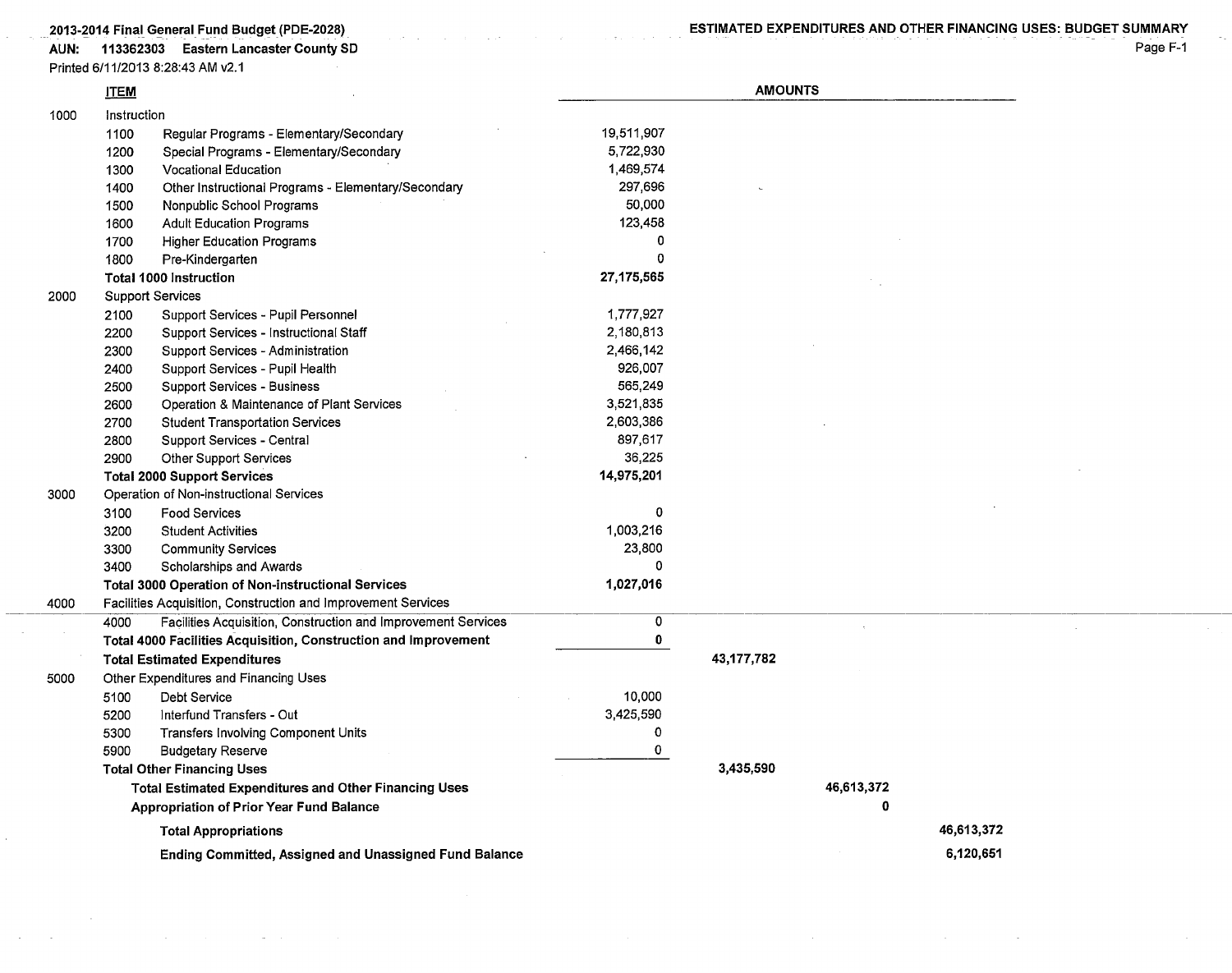**2013-2014 Final General Fund Budget (PDE-2028)**

**AUN: 113362303 Eastern Lancaster County SD**

Printed 6/11/2013 8:28:43 AM v2.1

**ESTIMATED EXPENDITURES AND OTHER FINANCING USES: BUDGET SUMMARY**

| | ITEM | AMOUNTS | | | |
|---|---|---|---|---|---|
| 1000 | Instruction | | | | |
| | 1100 Regular Programs - Elementary/Secondary | 19,511,907 | | | |
| | 1200 Special Programs - Elementary/Secondary | 5,722,930 | | | |
| | 1300 Vocational Education | 1,469,574 | | | |
| | 1400 Other Instructional Programs - Elementary/Secondary | 297,696 | | | |
| | 1500 Nonpublic School Programs | 50,000 | | | |
| | 1600 Adult Education Programs | 123,458 | | | |
| | 1700 Higher Education Programs | 0 | | | |
| | 1800 Pre-Kindergarten | 0 | | | |
| | **Total 1000 Instruction** | **27,175,565** | | | |
| 2000 | Support Services | | | | |
| | 2100 Support Services - Pupil Personnel | 1,777,927 | | | |
| | 2200 Support Services - Instructional Staff | 2,180,813 | | | |
| | 2300 Support Services - Administration | 2,466,142 | | | |
| | 2400 Support Services - Pupil Health | 926,007 | | | |
| | 2500 Support Services - Business | 565,249 | | | |
| | 2600 Operation & Maintenance of Plant Services | 3,521,835 | | | |
| | 2700 Student Transportation Services | 2,603,386 | | | |
| | 2800 Support Services - Central | 897,617 | | | |
| | 2900 Other Support Services | 36,225 | | | |
| | **Total 2000 Support Services** | **14,975,201** | | | |
| 3000 | Operation of Non-instructional Services | | | | |
| | 3100 Food Services | 0 | | | |
| | 3200 Student Activities | 1,003,216 | | | |
| | 3300 Community Services | 23,800 | | | |
| | 3400 Scholarships and Awards | 0 | | | |
| | **Total 3000 Operation of Non-instructional Services** | **1,027,016** | | | |
| 4000 | Facilities Acquisition, Construction and Improvement Services | | | | |
| | 4000 Facilities Acquisition, Construction and Improvement Services | 0 | | | |
| | **Total 4000 Facilities Acquisition, Construction and Improvement** | **0** | | | |
| | **Total Estimated Expenditures** | | 43,177,782 | | |
| 5000 | Other Expenditures and Financing Uses | | | | |
| | 5100 Debt Service | 10,000 | | | |
| | 5200 Interfund Transfers - Out | 3,425,590 | | | |
| | 5300 Transfers Involving Component Units | 0 | | | |
| | 5900 Budgetary Reserve | 0 | | | |
| | **Total Other Financing Uses** | | 3,435,590 | | |
| | **Total Estimated Expenditures and Other Financing Uses** | | | 46,613,372 | |
| | **Appropriation of Prior Year Fund Balance** | | | 0 | |
| | **Total Appropriations** | | | | 46,613,372 |
| | **Ending Committed, Assigned and Unassigned Fund Balance** | | | | 6,120,651 |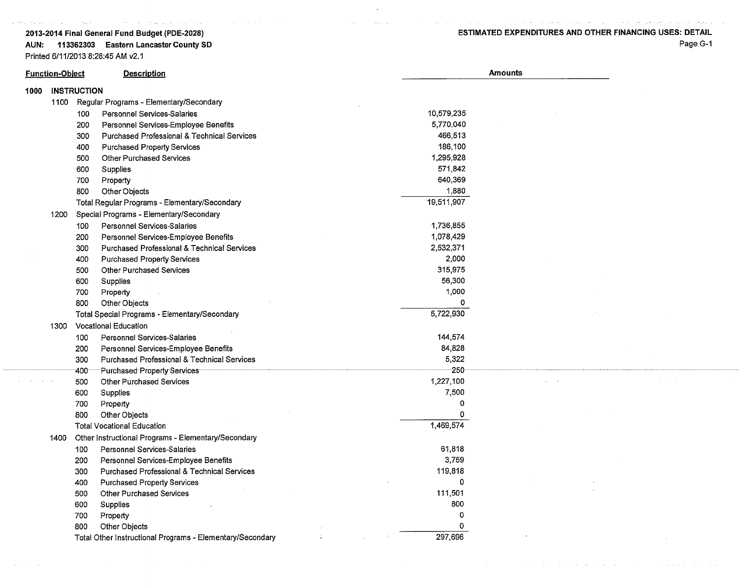**2013-2014 Final General Fund Budget (PDE-2028)**

**AUN: 113362303 Eastern Lancaster County SD**

Printed 6/11/2013 8:28:45 AM v2.1

**ESTIMATED EXPENDITURES AND OTHER FINANCING USES: DETAIL**

| Function-Object | Description | Amounts |
|---|---|---|
| **1000** | **INSTRUCTION** | |
| 1100 | Regular Programs - Elementary/Secondary | |
| 100 | Personnel Services-Salaries | 10,579,235 |
| 200 | Personnel Services-Employee Benefits | 5,770,040 |
| 300 | Purchased Professional & Technical Services | 466,513 |
| 400 | Purchased Property Services | 186,100 |
| 500 | Other Purchased Services | 1,295,928 |
| 600 | Supplies | 571,842 |
| 700 | Property | 640,369 |
| 800 | Other Objects | 1,880 |
| | Total Regular Programs - Elementary/Secondary | 19,511,907 |
| 1200 | Special Programs - Elementary/Secondary | |
| 100 | Personnel Services-Salaries | 1,736,855 |
| 200 | Personnel Services-Employee Benefits | 1,078,429 |
| 300 | Purchased Professional & Technical Services | 2,532,371 |
| 400 | Purchased Property Services | 2,000 |
| 500 | Other Purchased Services | 315,975 |
| 600 | Supplies | 56,300 |
| 700 | Property | 1,000 |
| 800 | Other Objects | 0 |
| | Total Special Programs - Elementary/Secondary | 5,722,930 |
| 1300 | Vocational Education | |
| 100 | Personnel Services-Salaries | 144,574 |
| 200 | Personnel Services-Employee Benefits | 84,828 |
| 300 | Purchased Professional & Technical Services | 5,322 |
| 400 | Purchased Property Services | 250 |
| 500 | Other Purchased Services | 1,227,100 |
| 600 | Supplies | 7,500 |
| 700 | Property | 0 |
| 800 | Other Objects | 0 |
| | Total Vocational Education | 1,469,574 |
| 1400 | Other Instructional Programs - Elementary/Secondary | |
| 100 | Personnel Services-Salaries | 61,818 |
| 200 | Personnel Services-Employee Benefits | 3,759 |
| 300 | Purchased Professional & Technical Services | 119,818 |
| 400 | Purchased Property Services | 0 |
| 500 | Other Purchased Services | 111,501 |
| 600 | Supplies | 800 |
| 700 | Property | 0 |
| 800 | Other Objects | 0 |
| | Total Other Instructional Programs - Elementary/Secondary | 297,696 |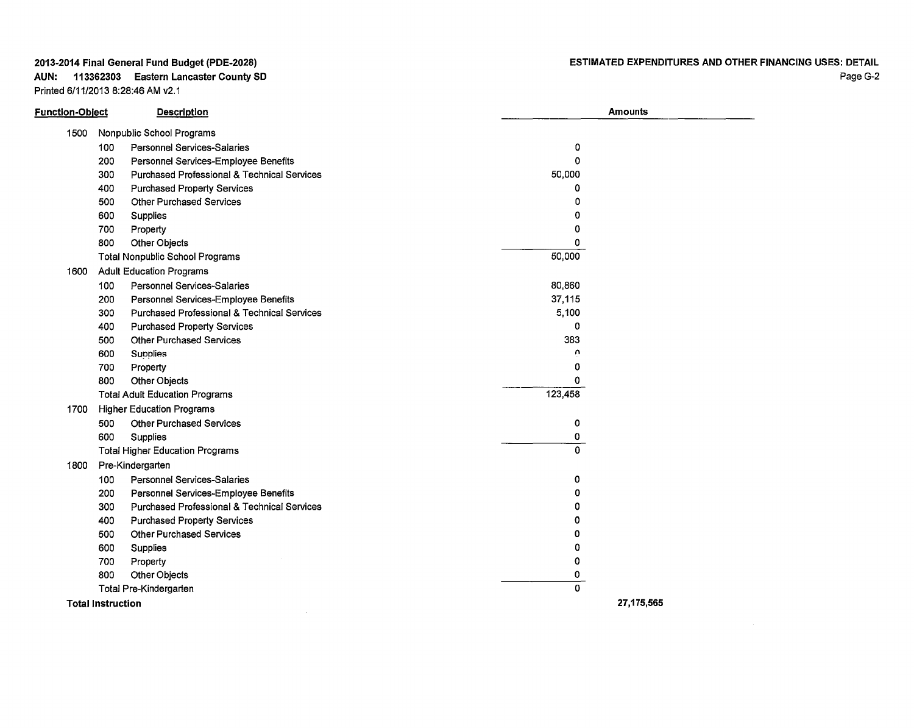**2013-2014 Final General Fund Budget (PDE-2028)**

**AUN: 113362303 Eastern Lancaster County SD**

Printed 6/11/2013 8:28:46 AM v2.1

**ESTIMATED EXPENDITURES AND OTHER FINANCING USES: DETAIL**

Page G-2

| Function-Object | | Description | Amounts | |
|---|---|---|---|---|
| 1500 | | Nonpublic School Programs | | |
| | 100 | Personnel Services-Salaries | 0 | |
| | 200 | Personnel Services-Employee Benefits | 0 | |
| | 300 | Purchased Professional & Technical Services | 50,000 | |
| | 400 | Purchased Property Services | 0 | |
| | 500 | Other Purchased Services | 0 | |
| | 600 | Supplies | 0 | |
| | 700 | Property | 0 | |
| | 800 | Other Objects | 0 | |
| | | Total Nonpublic School Programs | 50,000 | |
| 1600 | | Adult Education Programs | | |
| | 100 | Personnel Services-Salaries | 80,860 | |
| | 200 | Personnel Services-Employee Benefits | 37,115 | |
| | 300 | Purchased Professional & Technical Services | 5,100 | |
| | 400 | Purchased Property Services | 0 | |
| | 500 | Other Purchased Services | 383 | |
| | 600 | Supplies | 0 | |
| | 700 | Property | 0 | |
| | 800 | Other Objects | 0 | |
| | | Total Adult Education Programs | 123,458 | |
| 1700 | | Higher Education Programs | | |
| | 500 | Other Purchased Services | 0 | |
| | 600 | Supplies | 0 | |
| | | Total Higher Education Programs | 0 | |
| 1800 | | Pre-Kindergarten | | |
| | 100 | Personnel Services-Salaries | 0 | |
| | 200 | Personnel Services-Employee Benefits | 0 | |
| | 300 | Purchased Professional & Technical Services | 0 | |
| | 400 | Purchased Property Services | 0 | |
| | 500 | Other Purchased Services | 0 | |
| | 600 | Supplies | 0 | |
| | 700 | Property | 0 | |
| | 800 | Other Objects | 0 | |
| | | Total Pre-Kindergarten | 0 | |
| **Total Instruction** | | | | **27,175,565** |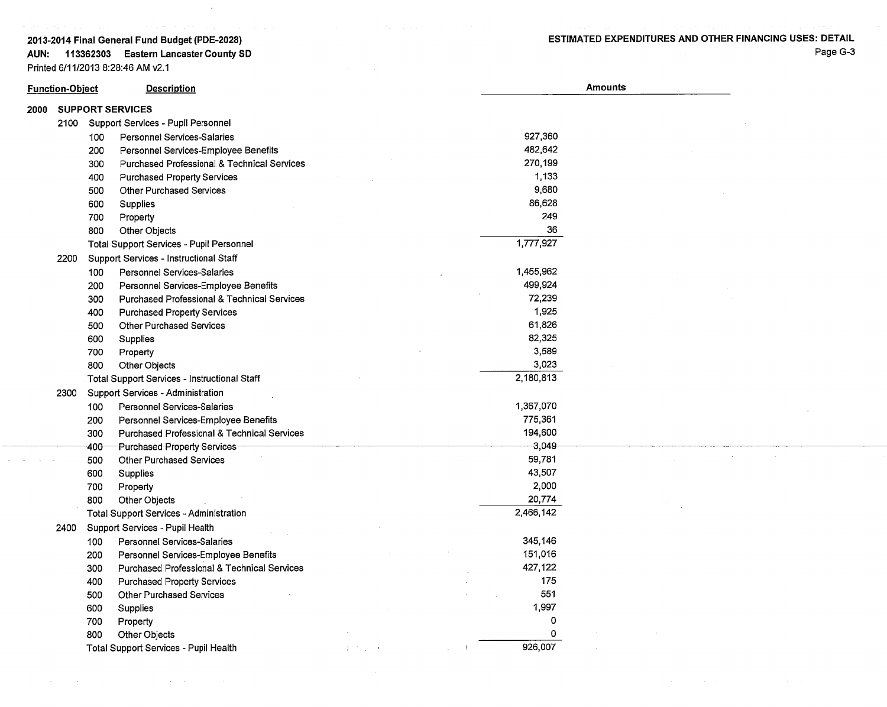**2013-2014 Final General Fund Budget (PDE-2028)**
**AUN: 113362303 Eastern Lancaster County SD**
Printed 6/11/2013 8:28:46 AM v2.1

**ESTIMATED EXPENDITURES AND OTHER FINANCING USES: DETAIL**

| Function-Object | | Description | Amounts |
|---|---|---|---|
| **2000** | | **SUPPORT SERVICES** | |
| 2100 | | Support Services - Pupil Personnel | |
| | 100 | Personnel Services-Salaries | 927,360 |
| | 200 | Personnel Services-Employee Benefits | 482,642 |
| | 300 | Purchased Professional & Technical Services | 270,199 |
| | 400 | Purchased Property Services | 1,133 |
| | 500 | Other Purchased Services | 9,680 |
| | 600 | Supplies | 86,628 |
| | 700 | Property | 249 |
| | 800 | Other Objects | 36 |
| | | Total Support Services - Pupil Personnel | 1,777,927 |
| 2200 | | Support Services - Instructional Staff | |
| | 100 | Personnel Services-Salaries | 1,455,962 |
| | 200 | Personnel Services-Employee Benefits | 499,924 |
| | 300 | Purchased Professional & Technical Services | 72,239 |
| | 400 | Purchased Property Services | 1,925 |
| | 500 | Other Purchased Services | 61,826 |
| | 600 | Supplies | 82,325 |
| | 700 | Property | 3,589 |
| | 800 | Other Objects | 3,023 |
| | | Total Support Services - Instructional Staff | 2,180,813 |
| 2300 | | Support Services - Administration | |
| | 100 | Personnel Services-Salaries | 1,367,070 |
| | 200 | Personnel Services-Employee Benefits | 775,361 |
| | 300 | Purchased Professional & Technical Services | 194,600 |
| | 400 | Purchased Property Services | 3,049 |
| | 500 | Other Purchased Services | 59,781 |
| | 600 | Supplies | 43,507 |
| | 700 | Property | 2,000 |
| | 800 | Other Objects | 20,774 |
| | | Total Support Services - Administration | 2,466,142 |
| 2400 | | Support Services - Pupil Health | |
| | 100 | Personnel Services-Salaries | 345,146 |
| | 200 | Personnel Services-Employee Benefits | 151,016 |
| | 300 | Purchased Professional & Technical Services | 427,122 |
| | 400 | Purchased Property Services | 175 |
| | 500 | Other Purchased Services | 551 |
| | 600 | Supplies | 1,997 |
| | 700 | Property | 0 |
| | 800 | Other Objects | 0 |
| | | Total Support Services - Pupil Health | 926,007 |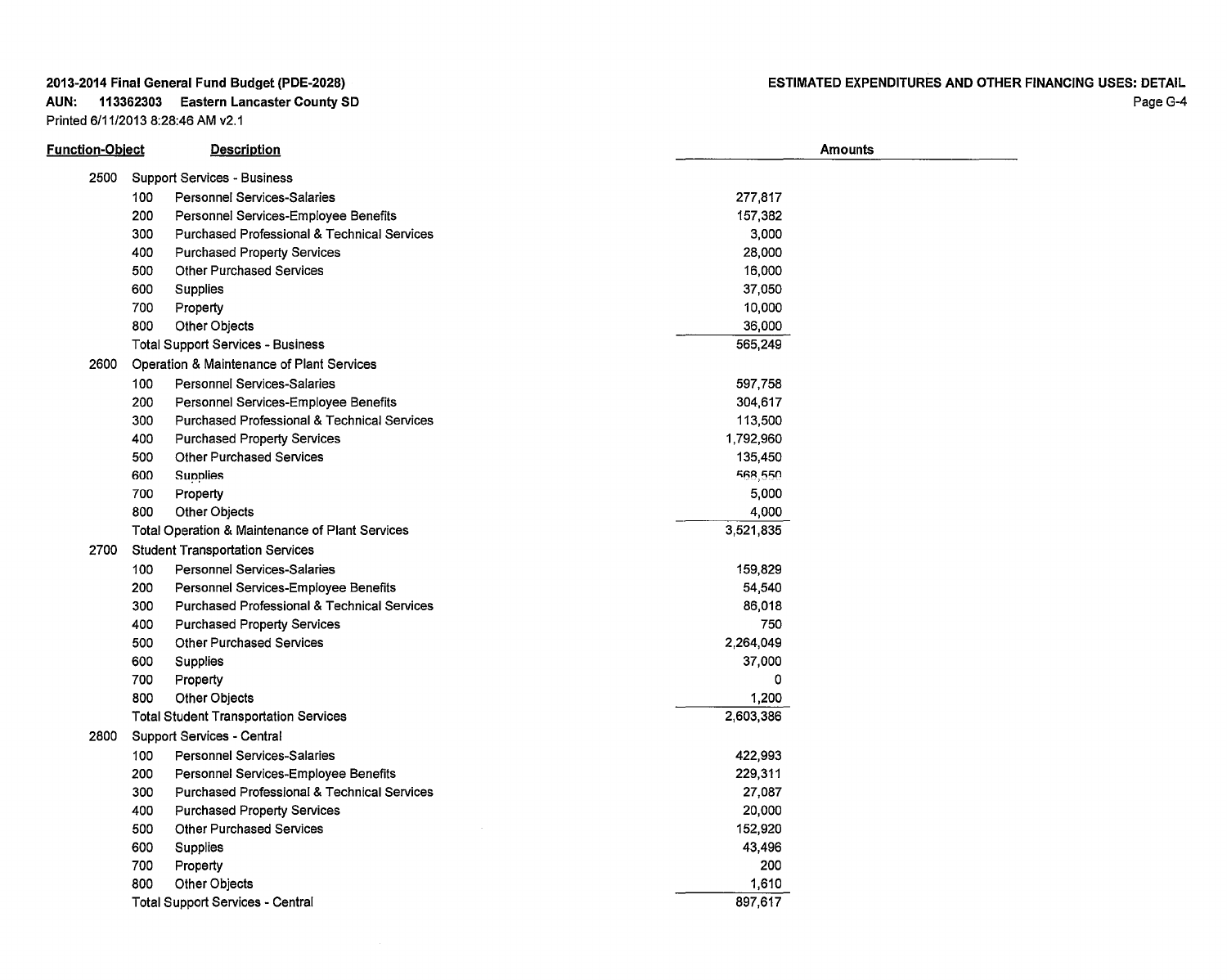## ESTIMATED EXPENDITURES AND OTHER FINANCING USES: DETAIL

| Function-Object | | Description | Amounts |
|---|---|---|---|
| 2500 | | Support Services - Business | |
| | 100 | Personnel Services-Salaries | 277,817 |
| | 200 | Personnel Services-Employee Benefits | 157,382 |
| | 300 | Purchased Professional & Technical Services | 3,000 |
| | 400 | Purchased Property Services | 28,000 |
| | 500 | Other Purchased Services | 16,000 |
| | 600 | Supplies | 37,050 |
| | 700 | Property | 10,000 |
| | 800 | Other Objects | 36,000 |
| | | Total Support Services - Business | 565,249 |
| 2600 | | Operation & Maintenance of Plant Services | |
| | 100 | Personnel Services-Salaries | 597,758 |
| | 200 | Personnel Services-Employee Benefits | 304,617 |
| | 300 | Purchased Professional & Technical Services | 113,500 |
| | 400 | Purchased Property Services | 1,792,960 |
| | 500 | Other Purchased Services | 135,450 |
| | 600 | Supplies | 568,550 |
| | 700 | Property | 5,000 |
| | 800 | Other Objects | 4,000 |
| | | Total Operation & Maintenance of Plant Services | 3,521,835 |
| 2700 | | Student Transportation Services | |
| | 100 | Personnel Services-Salaries | 159,829 |
| | 200 | Personnel Services-Employee Benefits | 54,540 |
| | 300 | Purchased Professional & Technical Services | 86,018 |
| | 400 | Purchased Property Services | 750 |
| | 500 | Other Purchased Services | 2,264,049 |
| | 600 | Supplies | 37,000 |
| | 700 | Property | 0 |
| | 800 | Other Objects | 1,200 |
| | | Total Student Transportation Services | 2,603,386 |
| 2800 | | Support Services - Central | |
| | 100 | Personnel Services-Salaries | 422,993 |
| | 200 | Personnel Services-Employee Benefits | 229,311 |
| | 300 | Purchased Professional & Technical Services | 27,087 |
| | 400 | Purchased Property Services | 20,000 |
| | 500 | Other Purchased Services | 152,920 |
| | 600 | Supplies | 43,496 |
| | 700 | Property | 200 |
| | 800 | Other Objects | 1,610 |
| | | Total Support Services - Central | 897,617 |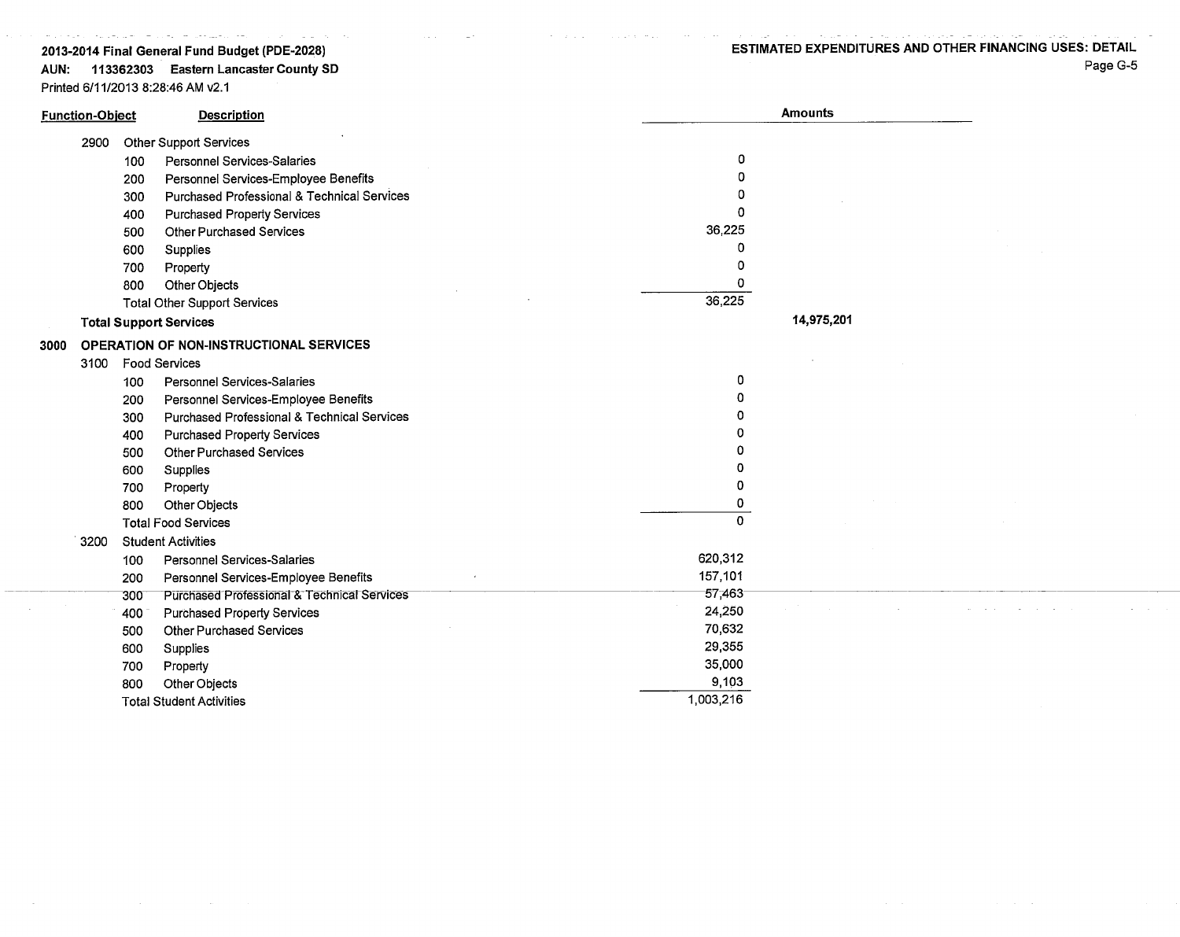**2013-2014 Final General Fund Budget (PDE-2028)**
**AUN: 113362303 Eastern Lancaster County SD**
Printed 6/11/2013 8:28:46 AM v2.1

**ESTIMATED EXPENDITURES AND OTHER FINANCING USES: DETAIL**

| Function-Object | | Description | Amounts | |
|---|---|---|---|---|
| 2900 | | Other Support Services | | |
| | 100 | Personnel Services-Salaries | 0 | |
| | 200 | Personnel Services-Employee Benefits | 0 | |
| | 300 | Purchased Professional & Technical Services | 0 | |
| | 400 | Purchased Property Services | 0 | |
| | 500 | Other Purchased Services | 36,225 | |
| | 600 | Supplies | 0 | |
| | 700 | Property | 0 | |
| | 800 | Other Objects | 0 | |
| | | Total Other Support Services | 36,225 | |
| **Total Support Services** | | | | **14,975,201** |
| **3000** | | **OPERATION OF NON-INSTRUCTIONAL SERVICES** | | |
| 3100 | | Food Services | | |
| | 100 | Personnel Services-Salaries | 0 | |
| | 200 | Personnel Services-Employee Benefits | 0 | |
| | 300 | Purchased Professional & Technical Services | 0 | |
| | 400 | Purchased Property Services | 0 | |
| | 500 | Other Purchased Services | 0 | |
| | 600 | Supplies | 0 | |
| | 700 | Property | 0 | |
| | 800 | Other Objects | 0 | |
| | | Total Food Services | 0 | |
| 3200 | | Student Activities | | |
| | 100 | Personnel Services-Salaries | 620,312 | |
| | 200 | Personnel Services-Employee Benefits | 157,101 | |
| | 300 | Purchased Professional & Technical Services | 57,463 | |
| | 400 | Purchased Property Services | 24,250 | |
| | 500 | Other Purchased Services | 70,632 | |
| | 600 | Supplies | 29,355 | |
| | 700 | Property | 35,000 | |
| | 800 | Other Objects | 9,103 | |
| | | Total Student Activities | 1,003,216 | |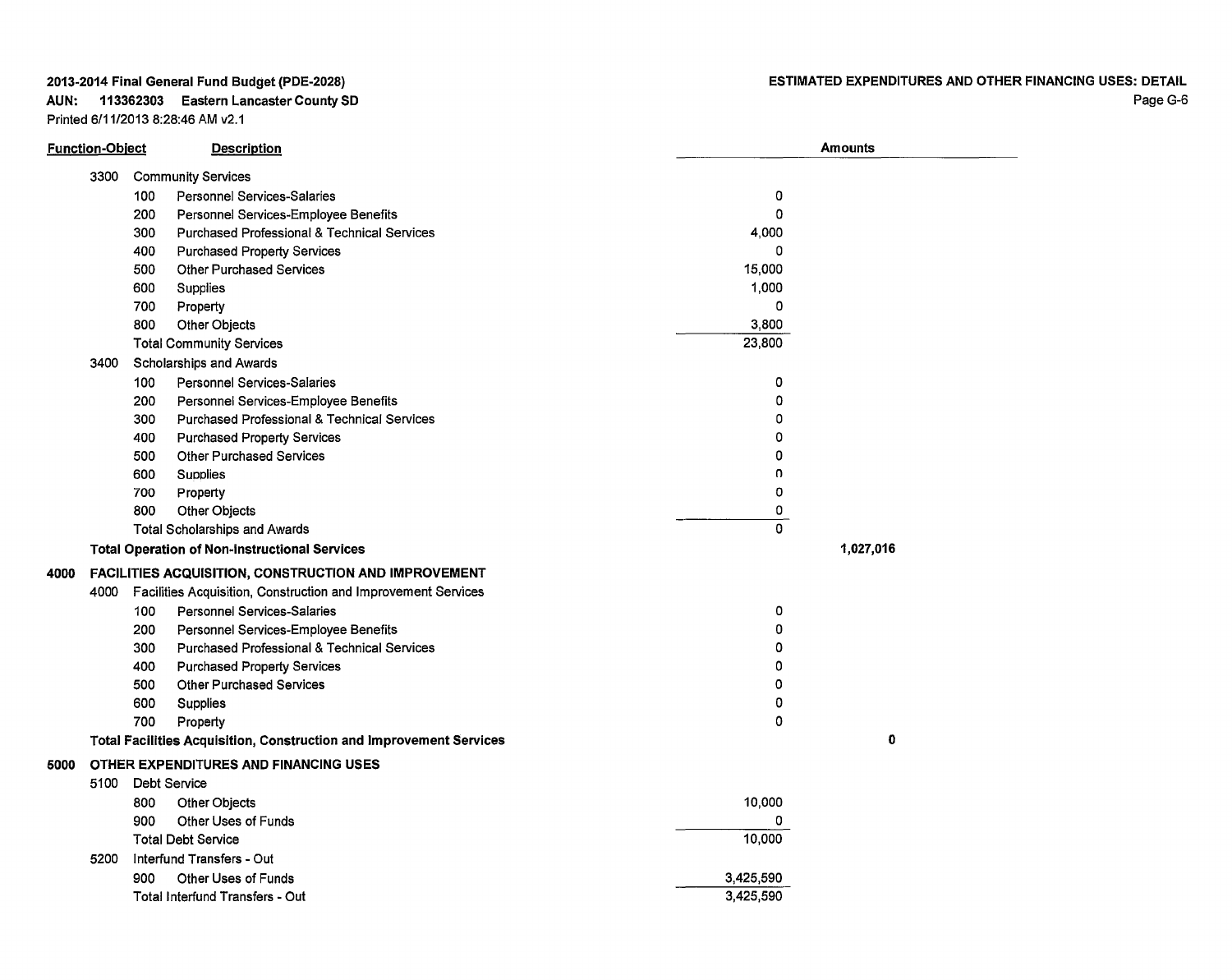**2013-2014 Final General Fund Budget (PDE-2028)**
**AUN: 113362303 Eastern Lancaster County SD**
Printed 6/11/2013 8:28:46 AM v2.1

**ESTIMATED EXPENDITURES AND OTHER FINANCING USES: DETAIL**

| Function-Object | | | Description | Amounts | |
|---|---|---|---|---|---|
| | 3300 | | Community Services | | |
| | | 100 | Personnel Services-Salaries | 0 | |
| | | 200 | Personnel Services-Employee Benefits | 0 | |
| | | 300 | Purchased Professional & Technical Services | 4,000 | |
| | | 400 | Purchased Property Services | 0 | |
| | | 500 | Other Purchased Services | 15,000 | |
| | | 600 | Supplies | 1,000 | |
| | | 700 | Property | 0 | |
| | | 800 | Other Objects | 3,800 | |
| | | | Total Community Services | 23,800 | |
| | 3400 | | Scholarships and Awards | | |
| | | 100 | Personnel Services-Salaries | 0 | |
| | | 200 | Personnel Services-Employee Benefits | 0 | |
| | | 300 | Purchased Professional & Technical Services | 0 | |
| | | 400 | Purchased Property Services | 0 | |
| | | 500 | Other Purchased Services | 0 | |
| | | 600 | Supplies | 0 | |
| | | 700 | Property | 0 | |
| | | 800 | Other Objects | 0 | |
| | | | Total Scholarships and Awards | 0 | |
| | | | **Total Operation of Non-Instructional Services** | | **1,027,016** |
| **4000** | | | **FACILITIES ACQUISITION, CONSTRUCTION AND IMPROVEMENT** | | |
| | 4000 | | Facilities Acquisition, Construction and Improvement Services | | |
| | | 100 | Personnel Services-Salaries | 0 | |
| | | 200 | Personnel Services-Employee Benefits | 0 | |
| | | 300 | Purchased Professional & Technical Services | 0 | |
| | | 400 | Purchased Property Services | 0 | |
| | | 500 | Other Purchased Services | 0 | |
| | | 600 | Supplies | 0 | |
| | | 700 | Property | 0 | |
| | | | **Total Facilities Acquisition, Construction and Improvement Services** | | **0** |
| **5000** | | | **OTHER EXPENDITURES AND FINANCING USES** | | |
| | 5100 | | Debt Service | | |
| | | 800 | Other Objects | 10,000 | |
| | | 900 | Other Uses of Funds | 0 | |
| | | | Total Debt Service | 10,000 | |
| | 5200 | | Interfund Transfers - Out | | |
| | | 900 | Other Uses of Funds | 3,425,590 | |
| | | | Total Interfund Transfers - Out | 3,425,590 | |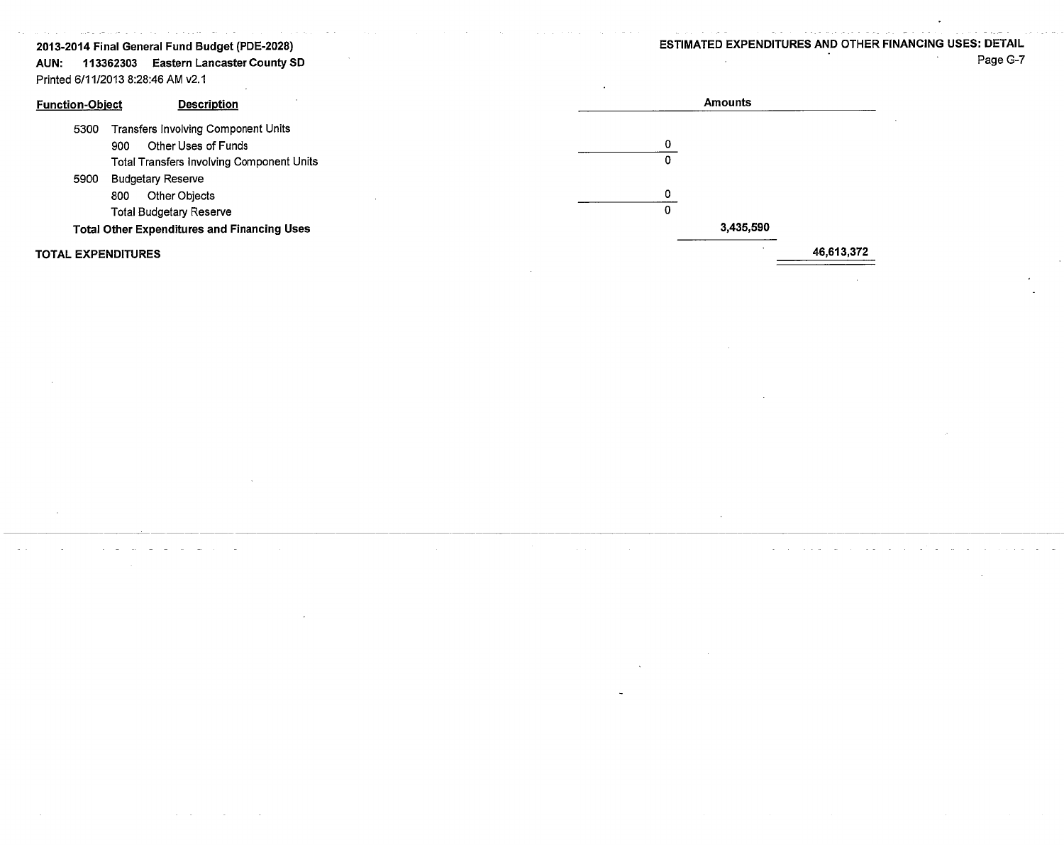**2013-2014 Final General Fund Budget (PDE-2028)**
**AUN: 113362303 Eastern Lancaster County SD**
Printed 6/11/2013 8:28:46 AM v2.1

**ESTIMATED EXPENDITURES AND OTHER FINANCING USES: DETAIL**

| Function-Object | Description | Amounts | | |
|---|---|---|---|---|
| 5300 | Transfers Involving Component Units | | | |
| 900 | Other Uses of Funds | 0 | | |
| | Total Transfers Involving Component Units | 0 | | |
| 5900 | Budgetary Reserve | | | |
| 800 | Other Objects | 0 | | |
| | Total Budgetary Reserve | 0 | | |
| | **Total Other Expenditures and Financing Uses** | | **3,435,590** | |
| **TOTAL EXPENDITURES** | | | | **46,613,372** |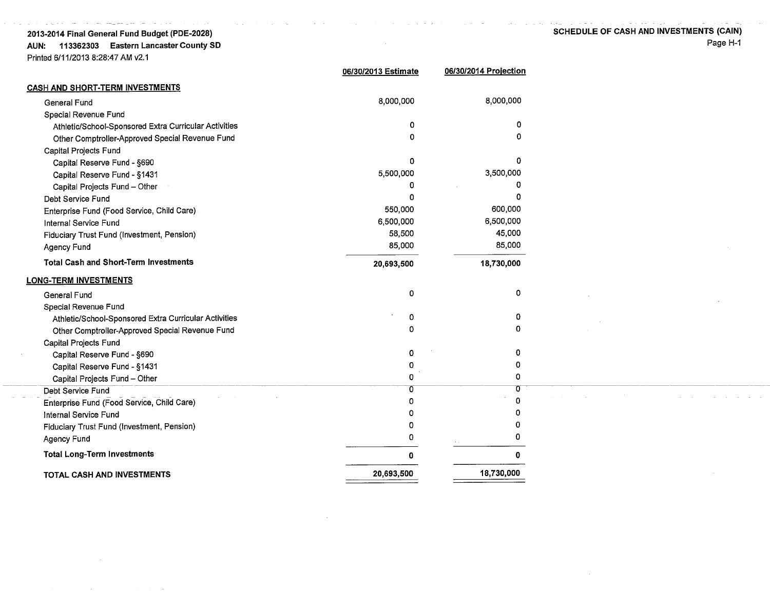2013-2014 Final General Fund Budget (PDE-2028)

AUN: 113362303 Eastern Lancaster County SD

Printed 6/11/2013 8:28:47 AM v2.1

# SCHEDULE OF CASH AND INVESTMENTS (CAIN)

Page H-1

| | 06/30/2013 Estimate | 06/30/2014 Projection |
|---|---|---|
| **CASH AND SHORT-TERM INVESTMENTS** | | |
| General Fund | 8,000,000 | 8,000,000 |
| Special Revenue Fund | | |
| Athletic/School-Sponsored Extra Curricular Activities | 0 | 0 |
| Other Comptroller-Approved Special Revenue Fund | 0 | 0 |
| Capital Projects Fund | | |
| Capital Reserve Fund - §690 | 0 | 0 |
| Capital Reserve Fund - §1431 | 5,500,000 | 3,500,000 |
| Capital Projects Fund – Other | 0 | 0 |
| Debt Service Fund | 0 | 0 |
| Enterprise Fund (Food Service, Child Care) | 550,000 | 600,000 |
| Internal Service Fund | 6,500,000 | 6,500,000 |
| Fiduciary Trust Fund (Investment, Pension) | 58,500 | 45,000 |
| Agency Fund | 85,000 | 85,000 |
| **Total Cash and Short-Term Investments** | **20,693,500** | **18,730,000** |
| **LONG-TERM INVESTMENTS** | | |
| General Fund | 0 | 0 |
| Special Revenue Fund | | |
| Athletic/School-Sponsored Extra Curricular Activities | 0 | 0 |
| Other Comptroller-Approved Special Revenue Fund | 0 | 0 |
| Capital Projects Fund | | |
| Capital Reserve Fund - §690 | 0 | 0 |
| Capital Reserve Fund - §1431 | 0 | 0 |
| Capital Projects Fund – Other | 0 | 0 |
| Debt Service Fund | 0 | 0 |
| Enterprise Fund (Food Service, Child Care) | 0 | 0 |
| Internal Service Fund | 0 | 0 |
| Fiduciary Trust Fund (Investment, Pension) | 0 | 0 |
| Agency Fund | 0 | 0 |
| **Total Long-Term Investments** | **0** | **0** |
| **TOTAL CASH AND INVESTMENTS** | **20,693,500** | **18,730,000** |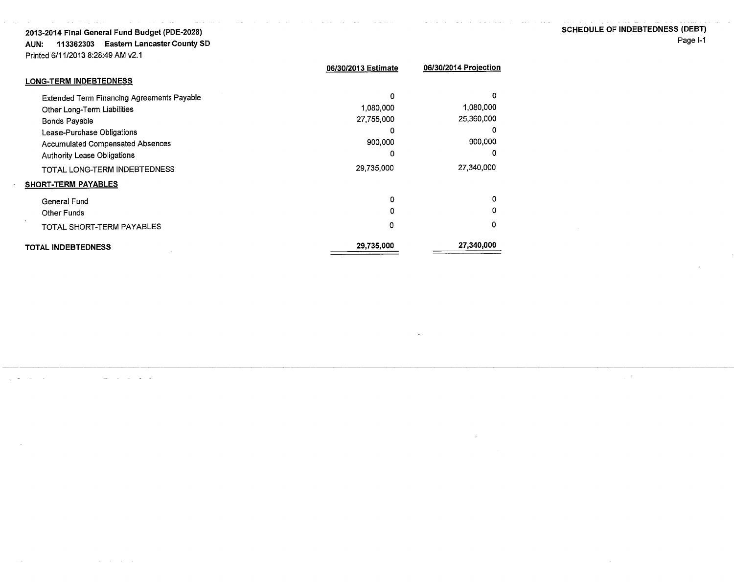**2013-2014 Final General Fund Budget (PDE-2028)**
**AUN: 113362303 Eastern Lancaster County SD**
Printed 6/11/2013 8:28:49 AM v2.1

## SCHEDULE OF INDEBTEDNESS (DEBT)

Page I-1

| | 06/30/2013 Estimate | 06/30/2014 Projection |
|---|---|---|
| **LONG-TERM INDEBTEDNESS** | | |
| Extended Term Financing Agreements Payable | 0 | 0 |
| Other Long-Term Liabilities | 1,080,000 | 1,080,000 |
| Bonds Payable | 27,755,000 | 25,360,000 |
| Lease-Purchase Obligations | 0 | 0 |
| Accumulated Compensated Absences | 900,000 | 900,000 |
| Authority Lease Obligations | 0 | 0 |
| TOTAL LONG-TERM INDEBTEDNESS | 29,735,000 | 27,340,000 |
| **SHORT-TERM PAYABLES** | | |
| General Fund | 0 | 0 |
| Other Funds | 0 | 0 |
| TOTAL SHORT-TERM PAYABLES | 0 | 0 |
| **TOTAL INDEBTEDNESS** | **29,735,000** | **27,340,000** |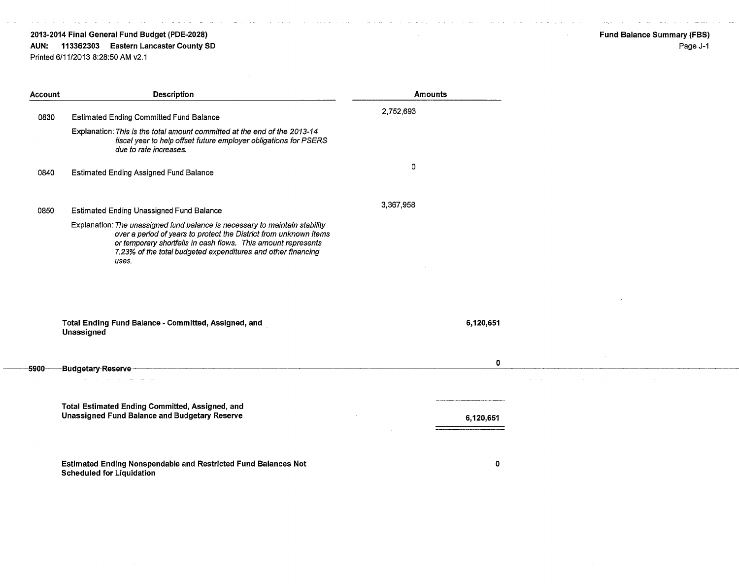**2013-2014 Final General Fund Budget (PDE-2028)**
**AUN: 113362303 Eastern Lancaster County SD**
Printed 6/11/2013 8:28:50 AM v2.1

**Fund Balance Summary (FBS)**
Page J-1

| Account | Description | Amounts | |
|---|---|---|---|
| 0830 | Estimated Ending Committed Fund Balance | 2,752,693 | |
| | Explanation: *This is the total amount committed at the end of the 2013-14 fiscal year to help offset future employer obligations for PSERS due to rate increases.* | | |
| 0840 | Estimated Ending Assigned Fund Balance | 0 | |
| 0850 | Estimated Ending Unassigned Fund Balance | 3,367,958 | |
| | Explanation: *The unassigned fund balance is necessary to maintain stability over a period of years to protect the District from unknown items or temporary shortfalls in cash flows. This amount represents 7.23% of the total budgeted expenditures and other financing uses.* | | |
| | **Total Ending Fund Balance - Committed, Assigned, and Unassigned** | | **6,120,651** |
| 5900 | **Budgetary Reserve** | | **0** |
| | **Total Estimated Ending Committed, Assigned, and Unassigned Fund Balance and Budgetary Reserve** | | **6,120,651** |
| | **Estimated Ending Nonspendable and Restricted Fund Balances Not Scheduled for Liquidation** | | **0** |